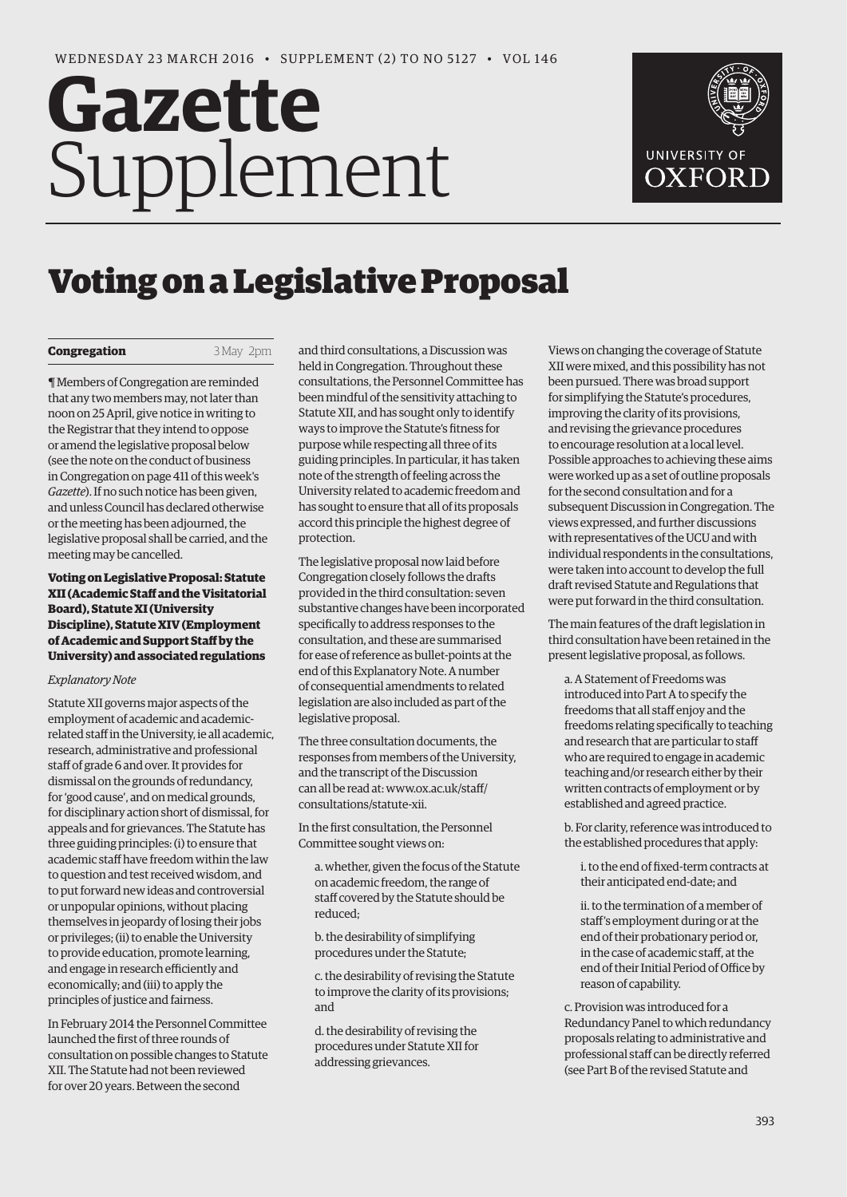# Gazette Supplement

WEDNESDAY 23 MARCH 2016 • SUPPLEMENT (2) TO NO 5127 • VOL 146

# Voting on a Legislative Proposal

**Congregation** 3 May 2pm

¶ Members of Congregation are reminded that any two members may, not later than noon on 25 April, give notice in writing to the Registrar that they intend to oppose or amend the legislative proposal below (see the note on the conduct of business in Congregation on page 411 of this week's *Gazette*). If no such notice has been given, and unless Council has declared otherwise or the meeting has been adjourned, the legislative proposal shall be carried, and the meeting may be cancelled.

**Voting on Legislative Proposal: Statute XII (Academic Staff and the Visitatorial Board), Statute XI (University Discipline), Statute XIV (Employment of Academic and Support Staff by the University) and associated regulations**

*Explanatory Note*

Statute XII governs major aspects of the employment of academic and academic-related staff in the University, ie all academic, research, administrative and professional staff of grade 6 and over. It provides for dismissal on the grounds of redundancy, for 'good cause', and on medical grounds, for disciplinary action short of dismissal, for appeals and for grievances. The Statute has three guiding principles: (i) to ensure that academic staff have freedom within the law to question and test received wisdom, and to put forward new ideas and controversial or unpopular opinions, without placing themselves in jeopardy of losing their jobs or privileges; (ii) to enable the University to provide education, promote learning, and engage in research efficiently and economically; and (iii) to apply the principles of justice and fairness.

In February 2014 the Personnel Committee launched the first of three rounds of consultation on possible changes to Statute XII. The Statute had not been reviewed for over 20 years. Between the second and third consultations, a Discussion was held in Congregation. Throughout these consultations, the Personnel Committee has been mindful of the sensitivity attaching to Statute XII, and has sought only to identify ways to improve the Statute's fitness for purpose while respecting all three of its guiding principles. In particular, it has taken note of the strength of feeling across the University related to academic freedom and has sought to ensure that all of its proposals accord this principle the highest degree of protection.

The legislative proposal now laid before Congregation closely follows the drafts provided in the third consultation: seven substantive changes have been incorporated specifically to address responses to the consultation, and these are summarised for ease of reference as bullet-points at the end of this Explanatory Note. A number of consequential amendments to related legislation are also included as part of the legislative proposal.

The three consultation documents, the responses from members of the University, and the transcript of the Discussion can all be read at: www.ox.ac.uk/staff/consultations/statute-xii.

In the first consultation, the Personnel Committee sought views on:

a. whether, given the focus of the Statute on academic freedom, the range of staff covered by the Statute should be reduced;

b. the desirability of simplifying procedures under the Statute;

c. the desirability of revising the Statute to improve the clarity of its provisions; and

d. the desirability of revising the procedures under Statute XII for addressing grievances.

Views on changing the coverage of Statute XII were mixed, and this possibility has not been pursued. There was broad support for simplifying the Statute's procedures, improving the clarity of its provisions, and revising the grievance procedures to encourage resolution at a local level. Possible approaches to achieving these aims were worked up as a set of outline proposals for the second consultation and for a subsequent Discussion in Congregation. The views expressed, and further discussions with representatives of the UCU and with individual respondents in the consultations, were taken into account to develop the full draft revised Statute and Regulations that were put forward in the third consultation.

The main features of the draft legislation in third consultation have been retained in the present legislative proposal, as follows.

a. A Statement of Freedoms was introduced into Part A to specify the freedoms that all staff enjoy and the freedoms relating specifically to teaching and research that are particular to staff who are required to engage in academic teaching and/or research either by their written contracts of employment or by established and agreed practice.

b. For clarity, reference was introduced to the established procedures that apply:

i. to the end of fixed-term contracts at their anticipated end-date; and

ii. to the termination of a member of staff's employment during or at the end of their probationary period or, in the case of academic staff, at the end of their Initial Period of Office by reason of capability.

c. Provision was introduced for a Redundancy Panel to which redundancy proposals relating to administrative and professional staff can be directly referred (see Part B of the revised Statute and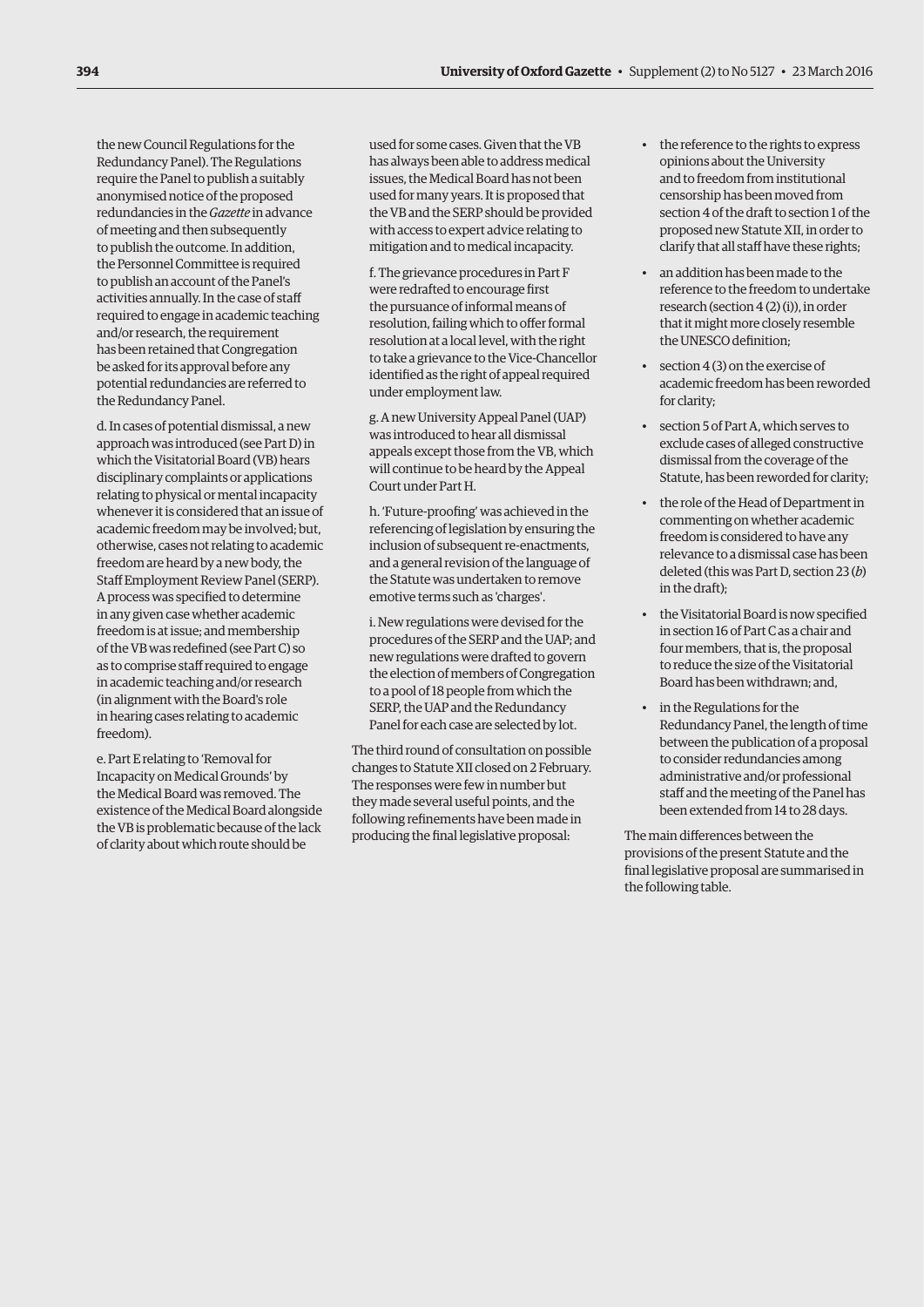the new Council Regulations for the Redundancy Panel). The Regulations require the Panel to publish a suitably anonymised notice of the proposed redundancies in the *Gazette* in advance of meeting and then subsequently to publish the outcome. In addition, the Personnel Committee is required to publish an account of the Panel's activities annually. In the case of staff required to engage in academic teaching and/or research, the requirement has been retained that Congregation be asked for its approval before any potential redundancies are referred to the Redundancy Panel.

d. In cases of potential dismissal, a new approach was introduced (see Part D) in which the Visitatorial Board (VB) hears disciplinary complaints or applications relating to physical or mental incapacity whenever it is considered that an issue of academic freedom may be involved; but, otherwise, cases not relating to academic freedom are heard by a new body, the Staff Employment Review Panel (SERP). A process was specified to determine in any given case whether academic freedom is at issue; and membership of the VB was redefined (see Part C) so as to comprise staff required to engage in academic teaching and/or research (in alignment with the Board's role in hearing cases relating to academic freedom).

e. Part E relating to 'Removal for Incapacity on Medical Grounds' by the Medical Board was removed. The existence of the Medical Board alongside the VB is problematic because of the lack of clarity about which route should be used for some cases. Given that the VB has always been able to address medical issues, the Medical Board has not been used for many years. It is proposed that the VB and the SERP should be provided with access to expert advice relating to mitigation and to medical incapacity.

f. The grievance procedures in Part F were redrafted to encourage first the pursuance of informal means of resolution, failing which to offer formal resolution at a local level, with the right to take a grievance to the Vice-Chancellor identified as the right of appeal required under employment law.

g. A new University Appeal Panel (UAP) was introduced to hear all dismissal appeals except those from the VB, which will continue to be heard by the Appeal Court under Part H.

h. 'Future-proofing' was achieved in the referencing of legislation by ensuring the inclusion of subsequent re-enactments, and a general revision of the language of the Statute was undertaken to remove emotive terms such as 'charges'.

i. New regulations were devised for the procedures of the SERP and the UAP; and new regulations were drafted to govern the election of members of Congregation to a pool of 18 people from which the SERP, the UAP and the Redundancy Panel for each case are selected by lot.

The third round of consultation on possible changes to Statute XII closed on 2 February. The responses were few in number but they made several useful points, and the following refinements have been made in producing the final legislative proposal:

- the reference to the rights to express opinions about the University and to freedom from institutional censorship has been moved from section 4 of the draft to section 1 of the proposed new Statute XII, in order to clarify that all staff have these rights;
- an addition has been made to the reference to the freedom to undertake research (section 4 (2) (i)), in order that it might more closely resemble the UNESCO definition;
- section 4 (3) on the exercise of academic freedom has been reworded for clarity;
- section 5 of Part A, which serves to exclude cases of alleged constructive dismissal from the coverage of the Statute, has been reworded for clarity;
- the role of the Head of Department in commenting on whether academic freedom is considered to have any relevance to a dismissal case has been deleted (this was Part D, section 23 (*b*) in the draft);
- the Visitatorial Board is now specified in section 16 of Part C as a chair and four members, that is, the proposal to reduce the size of the Visitatorial Board has been withdrawn; and,
- in the Regulations for the Redundancy Panel, the length of time between the publication of a proposal to consider redundancies among administrative and/or professional staff and the meeting of the Panel has been extended from 14 to 28 days.

The main differences between the provisions of the present Statute and the final legislative proposal are summarised in the following table.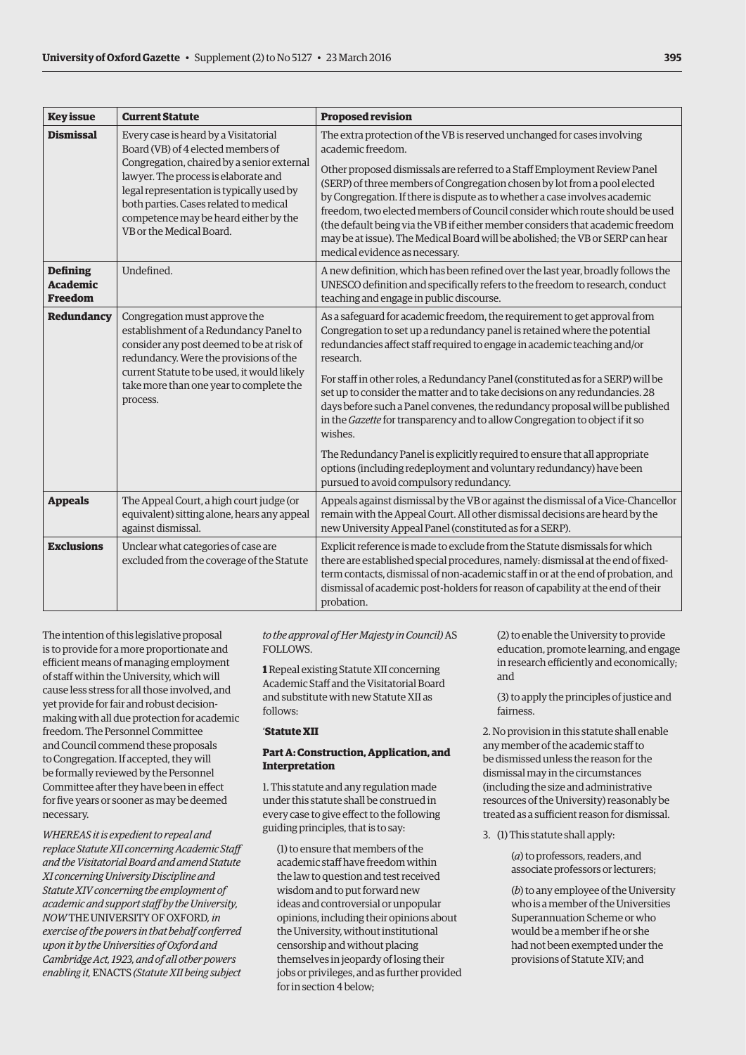| Key issue | Current Statute | Proposed revision |
|---|---|---|
| **Dismissal** | Every case is heard by a Visitatorial Board (VB) of 4 elected members of Congregation, chaired by a senior external lawyer. The process is elaborate and legal representation is typically used by both parties. Cases related to medical competence may be heard either by the VB or the Medical Board. | The extra protection of the VB is reserved unchanged for cases involving academic freedom.<br><br>Other proposed dismissals are referred to a Staff Employment Review Panel (SERP) of three members of Congregation chosen by lot from a pool elected by Congregation. If there is dispute as to whether a case involves academic freedom, two elected members of Council consider which route should be used (the default being via the VB if either member considers that academic freedom may be at issue). The Medical Board will be abolished; the VB or SERP can hear medical evidence as necessary. |
| **Defining Academic Freedom** | Undefined. | A new definition, which has been refined over the last year, broadly follows the UNESCO definition and specifically refers to the freedom to research, conduct teaching and engage in public discourse. |
| **Redundancy** | Congregation must approve the establishment of a Redundancy Panel to consider any post deemed to be at risk of redundancy. Were the provisions of the current Statute to be used, it would likely take more than one year to complete the process. | As a safeguard for academic freedom, the requirement to get approval from Congregation to set up a redundancy panel is retained where the potential redundancies affect staff required to engage in academic teaching and/or research.<br><br>For staff in other roles, a Redundancy Panel (constituted as for a SERP) will be set up to consider the matter and to take decisions on any redundancies. 28 days before such a Panel convenes, the redundancy proposal will be published in the *Gazette* for transparency and to allow Congregation to object if it so wishes.<br><br>The Redundancy Panel is explicitly required to ensure that all appropriate options (including redeployment and voluntary redundancy) have been pursued to avoid compulsory redundancy. |
| **Appeals** | The Appeal Court, a high court judge (or equivalent) sitting alone, hears any appeal against dismissal. | Appeals against dismissal by the VB or against the dismissal of a Vice-Chancellor remain with the Appeal Court. All other dismissal decisions are heard by the new University Appeal Panel (constituted as for a SERP). |
| **Exclusions** | Unclear what categories of case are excluded from the coverage of the Statute | Explicit reference is made to exclude from the Statute dismissals for which there are established special procedures, namely: dismissal at the end of fixed-term contacts, dismissal of non-academic staff in or at the end of probation, and dismissal of academic post-holders for reason of capability at the end of their probation. |

The intention of this legislative proposal is to provide for a more proportionate and efficient means of managing employment of staff within the University, which will cause less stress for all those involved, and yet provide for fair and robust decision-making with all due protection for academic freedom. The Personnel Committee and Council commend these proposals to Congregation. If accepted, they will be formally reviewed by the Personnel Committee after they have been in effect for five years or sooner as may be deemed necessary.

*WHEREAS it is expedient to repeal and replace Statute XII concerning Academic Staff and the Visitatorial Board and amend Statute XI concerning University Discipline and Statute XIV concerning the employment of academic and support staff by the University, NOW* THE UNIVERSITY OF OXFORD, *in exercise of the powers in that behalf conferred upon it by the Universities of Oxford and Cambridge Act, 1923, and of all other powers enabling it,* ENACTS *(Statute XII being subject to the approval of Her Majesty in Council)* AS FOLLOWS.

**1** Repeal existing Statute XII concerning Academic Staff and the Visitatorial Board and substitute with new Statute XII as follows:

'**Statute XII**

**Part A: Construction, Application, and Interpretation**

1. This statute and any regulation made under this statute shall be construed in every case to give effect to the following guiding principles, that is to say:

(1) to ensure that members of the academic staff have freedom within the law to question and test received wisdom and to put forward new ideas and controversial or unpopular opinions, including their opinions about the University, without institutional censorship and without placing themselves in jeopardy of losing their jobs or privileges, and as further provided for in section 4 below;

(2) to enable the University to provide education, promote learning, and engage in research efficiently and economically; and

(3) to apply the principles of justice and fairness.

2. No provision in this statute shall enable any member of the academic staff to be dismissed unless the reason for the dismissal may in the circumstances (including the size and administrative resources of the University) reasonably be treated as a sufficient reason for dismissal.

3. (1) This statute shall apply:

(*a*) to professors, readers, and associate professors or lecturers;

(*b*) to any employee of the University who is a member of the Universities Superannuation Scheme or who would be a member if he or she had not been exempted under the provisions of Statute XIV; and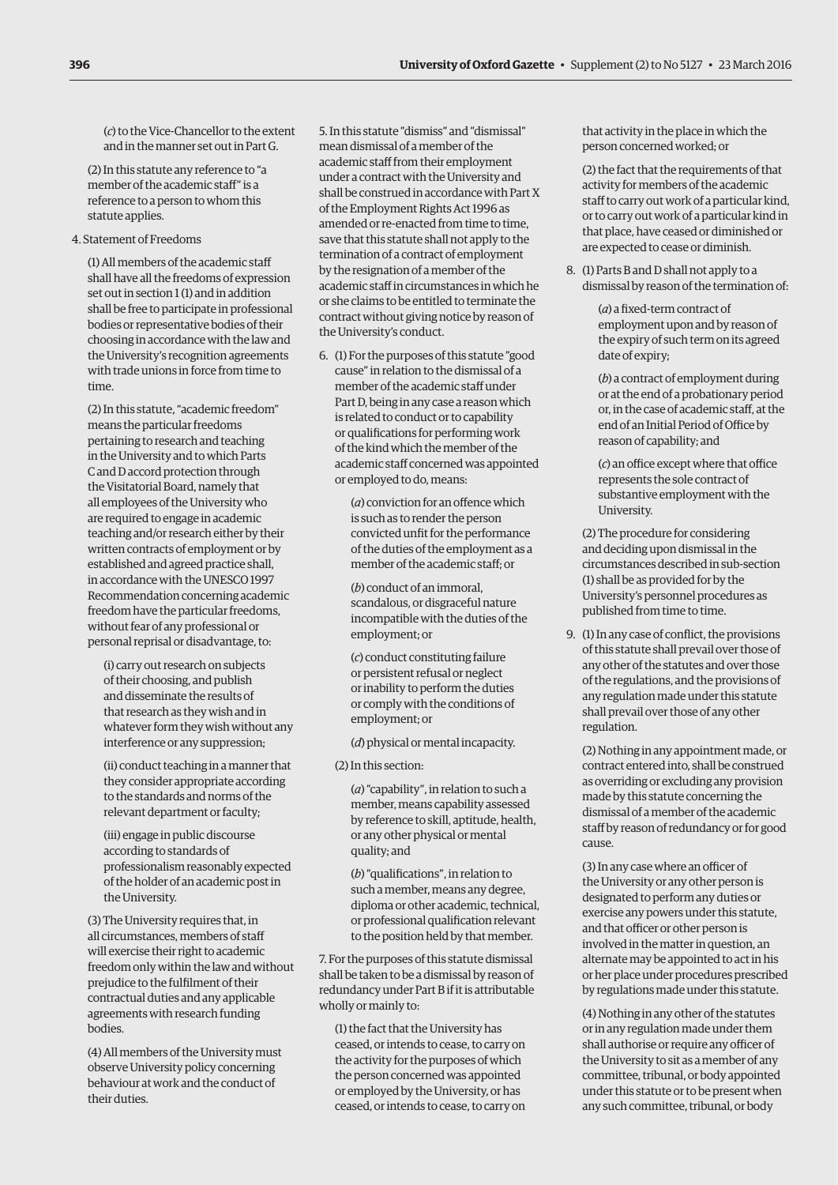(*c*) to the Vice-Chancellor to the extent and in the manner set out in Part G.

(2) In this statute any reference to "a member of the academic staff" is a reference to a person to whom this statute applies.

4. Statement of Freedoms

(1) All members of the academic staff shall have all the freedoms of expression set out in section 1 (1) and in addition shall be free to participate in professional bodies or representative bodies of their choosing in accordance with the law and the University's recognition agreements with trade unions in force from time to time.

(2) In this statute, "academic freedom" means the particular freedoms pertaining to research and teaching in the University and to which Parts C and D accord protection through the Visitatorial Board, namely that all employees of the University who are required to engage in academic teaching and/or research either by their written contracts of employment or by established and agreed practice shall, in accordance with the UNESCO 1997 Recommendation concerning academic freedom have the particular freedoms, without fear of any professional or personal reprisal or disadvantage, to:

(i) carry out research on subjects of their choosing, and publish and disseminate the results of that research as they wish and in whatever form they wish without any interference or any suppression;

(ii) conduct teaching in a manner that they consider appropriate according to the standards and norms of the relevant department or faculty;

(iii) engage in public discourse according to standards of professionalism reasonably expected of the holder of an academic post in the University.

(3) The University requires that, in all circumstances, members of staff will exercise their right to academic freedom only within the law and without prejudice to the fulfilment of their contractual duties and any applicable agreements with research funding bodies.

(4) All members of the University must observe University policy concerning behaviour at work and the conduct of their duties.

5. In this statute "dismiss" and "dismissal" mean dismissal of a member of the academic staff from their employment under a contract with the University and shall be construed in accordance with Part X of the Employment Rights Act 1996 as amended or re-enacted from time to time, save that this statute shall not apply to the termination of a contract of employment by the resignation of a member of the academic staff in circumstances in which he or she claims to be entitled to terminate the contract without giving notice by reason of the University's conduct.

6. (1) For the purposes of this statute "good cause" in relation to the dismissal of a member of the academic staff under Part D, being in any case a reason which is related to conduct or to capability or qualifications for performing work of the kind which the member of the academic staff concerned was appointed or employed to do, means:

(*a*) conviction for an offence which is such as to render the person convicted unfit for the performance of the duties of the employment as a member of the academic staff; or

(*b*) conduct of an immoral, scandalous, or disgraceful nature incompatible with the duties of the employment; or

(*c*) conduct constituting failure or persistent refusal or neglect or inability to perform the duties or comply with the conditions of employment; or

(*d*) physical or mental incapacity.

(2) In this section:

(*a*) "capability", in relation to such a member, means capability assessed by reference to skill, aptitude, health, or any other physical or mental quality; and

(*b*) "qualifications", in relation to such a member, means any degree, diploma or other academic, technical, or professional qualification relevant to the position held by that member.

7. For the purposes of this statute dismissal shall be taken to be a dismissal by reason of redundancy under Part B if it is attributable wholly or mainly to:

(1) the fact that the University has ceased, or intends to cease, to carry on the activity for the purposes of which the person concerned was appointed or employed by the University, or has ceased, or intends to cease, to carry on that activity in the place in which the person concerned worked; or

(2) the fact that the requirements of that activity for members of the academic staff to carry out work of a particular kind, or to carry out work of a particular kind in that place, have ceased or diminished or are expected to cease or diminish.

8. (1) Parts B and D shall not apply to a dismissal by reason of the termination of:

(*a*) a fixed-term contract of employment upon and by reason of the expiry of such term on its agreed date of expiry;

(*b*) a contract of employment during or at the end of a probationary period or, in the case of academic staff, at the end of an Initial Period of Office by reason of capability; and

(*c*) an office except where that office represents the sole contract of substantive employment with the University.

(2) The procedure for considering and deciding upon dismissal in the circumstances described in sub-section (1) shall be as provided for by the University's personnel procedures as published from time to time.

9. (1) In any case of conflict, the provisions of this statute shall prevail over those of any other of the statutes and over those of the regulations, and the provisions of any regulation made under this statute shall prevail over those of any other regulation.

(2) Nothing in any appointment made, or contract entered into, shall be construed as overriding or excluding any provision made by this statute concerning the dismissal of a member of the academic staff by reason of redundancy or for good cause.

(3) In any case where an officer of the University or any other person is designated to perform any duties or exercise any powers under this statute, and that officer or other person is involved in the matter in question, an alternate may be appointed to act in his or her place under procedures prescribed by regulations made under this statute.

(4) Nothing in any other of the statutes or in any regulation made under them shall authorise or require any officer of the University to sit as a member of any committee, tribunal, or body appointed under this statute or to be present when any such committee, tribunal, or body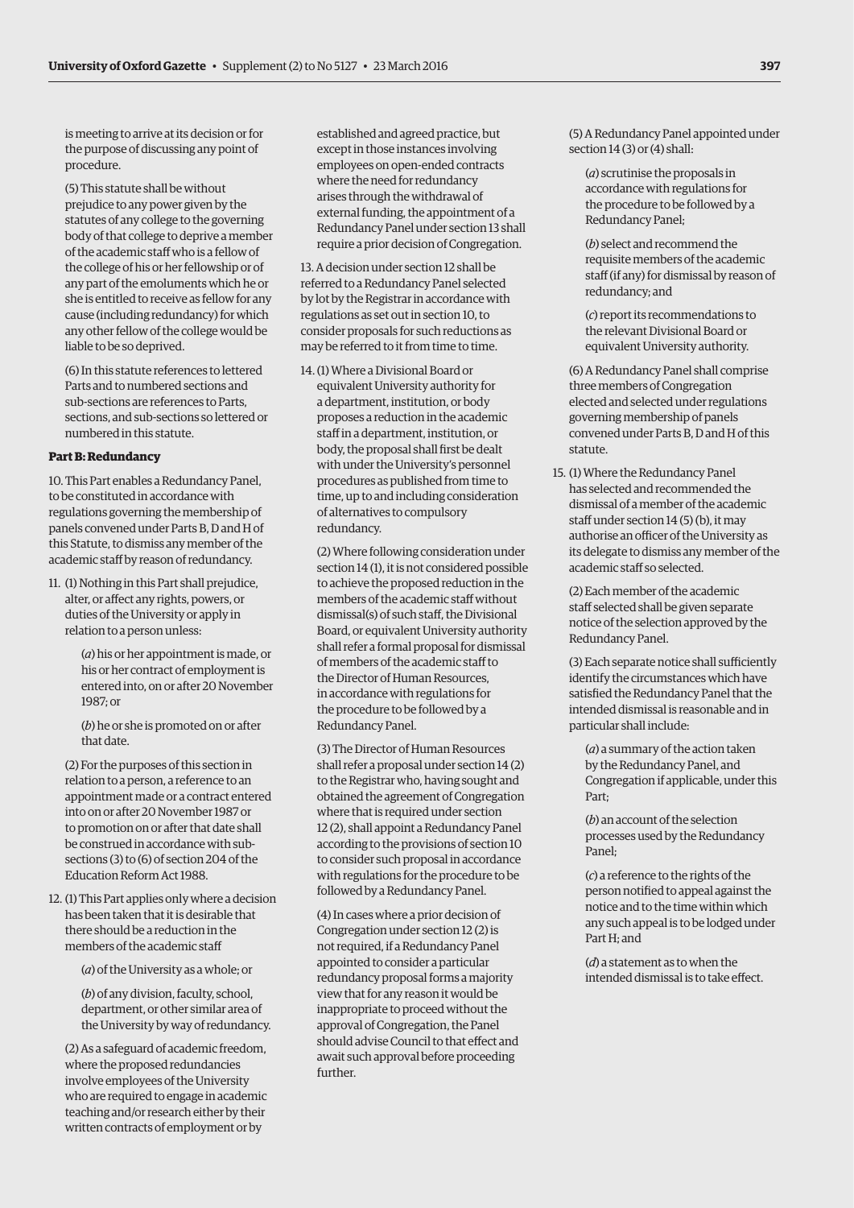is meeting to arrive at its decision or for the purpose of discussing any point of procedure.

(5) This statute shall be without prejudice to any power given by the statutes of any college to the governing body of that college to deprive a member of the academic staff who is a fellow of the college of his or her fellowship or of any part of the emoluments which he or she is entitled to receive as fellow for any cause (including redundancy) for which any other fellow of the college would be liable to be so deprived.

(6) In this statute references to lettered Parts and to numbered sections and sub-sections are references to Parts, sections, and sub-sections so lettered or numbered in this statute.

**Part B: Redundancy**

10. This Part enables a Redundancy Panel, to be constituted in accordance with regulations governing the membership of panels convened under Parts B, D and H of this Statute, to dismiss any member of the academic staff by reason of redundancy.

11. (1) Nothing in this Part shall prejudice, alter, or affect any rights, powers, or duties of the University or apply in relation to a person unless:

(*a*) his or her appointment is made, or his or her contract of employment is entered into, on or after 20 November 1987; or

(*b*) he or she is promoted on or after that date.

(2) For the purposes of this section in relation to a person, a reference to an appointment made or a contract entered into on or after 20 November 1987 or to promotion on or after that date shall be construed in accordance with sub-sections (3) to (6) of section 204 of the Education Reform Act 1988.

12. (1) This Part applies only where a decision has been taken that it is desirable that there should be a reduction in the members of the academic staff

(*a*) of the University as a whole; or

(*b*) of any division, faculty, school, department, or other similar area of the University by way of redundancy.

(2) As a safeguard of academic freedom, where the proposed redundancies involve employees of the University who are required to engage in academic teaching and/or research either by their written contracts of employment or by established and agreed practice, but except in those instances involving employees on open-ended contracts where the need for redundancy arises through the withdrawal of external funding, the appointment of a Redundancy Panel under section 13 shall require a prior decision of Congregation.

13. A decision under section 12 shall be referred to a Redundancy Panel selected by lot by the Registrar in accordance with regulations as set out in section 10, to consider proposals for such reductions as may be referred to it from time to time.

14. (1) Where a Divisional Board or equivalent University authority for a department, institution, or body proposes a reduction in the academic staff in a department, institution, or body, the proposal shall first be dealt with under the University's personnel procedures as published from time to time, up to and including consideration of alternatives to compulsory redundancy.

(2) Where following consideration under section 14 (1), it is not considered possible to achieve the proposed reduction in the members of the academic staff without dismissal(s) of such staff, the Divisional Board, or equivalent University authority shall refer a formal proposal for dismissal of members of the academic staff to the Director of Human Resources, in accordance with regulations for the procedure to be followed by a Redundancy Panel.

(3) The Director of Human Resources shall refer a proposal under section 14 (2) to the Registrar who, having sought and obtained the agreement of Congregation where that is required under section 12 (2), shall appoint a Redundancy Panel according to the provisions of section 10 to consider such proposal in accordance with regulations for the procedure to be followed by a Redundancy Panel.

(4) In cases where a prior decision of Congregation under section 12 (2) is not required, if a Redundancy Panel appointed to consider a particular redundancy proposal forms a majority view that for any reason it would be inappropriate to proceed without the approval of Congregation, the Panel should advise Council to that effect and await such approval before proceeding further.

(5) A Redundancy Panel appointed under section 14 (3) or (4) shall:

(*a*) scrutinise the proposals in accordance with regulations for the procedure to be followed by a Redundancy Panel;

(*b*) select and recommend the requisite members of the academic staff (if any) for dismissal by reason of redundancy; and

(*c*) report its recommendations to the relevant Divisional Board or equivalent University authority.

(6) A Redundancy Panel shall comprise three members of Congregation elected and selected under regulations governing membership of panels convened under Parts B, D and H of this statute.

15. (1) Where the Redundancy Panel has selected and recommended the dismissal of a member of the academic staff under section 14 (5) (b), it may authorise an officer of the University as its delegate to dismiss any member of the academic staff so selected.

(2) Each member of the academic staff selected shall be given separate notice of the selection approved by the Redundancy Panel.

(3) Each separate notice shall sufficiently identify the circumstances which have satisfied the Redundancy Panel that the intended dismissal is reasonable and in particular shall include:

(*a*) a summary of the action taken by the Redundancy Panel, and Congregation if applicable, under this Part;

(*b*) an account of the selection processes used by the Redundancy Panel;

(*c*) a reference to the rights of the person notified to appeal against the notice and to the time within which any such appeal is to be lodged under Part H; and

(*d*) a statement as to when the intended dismissal is to take effect.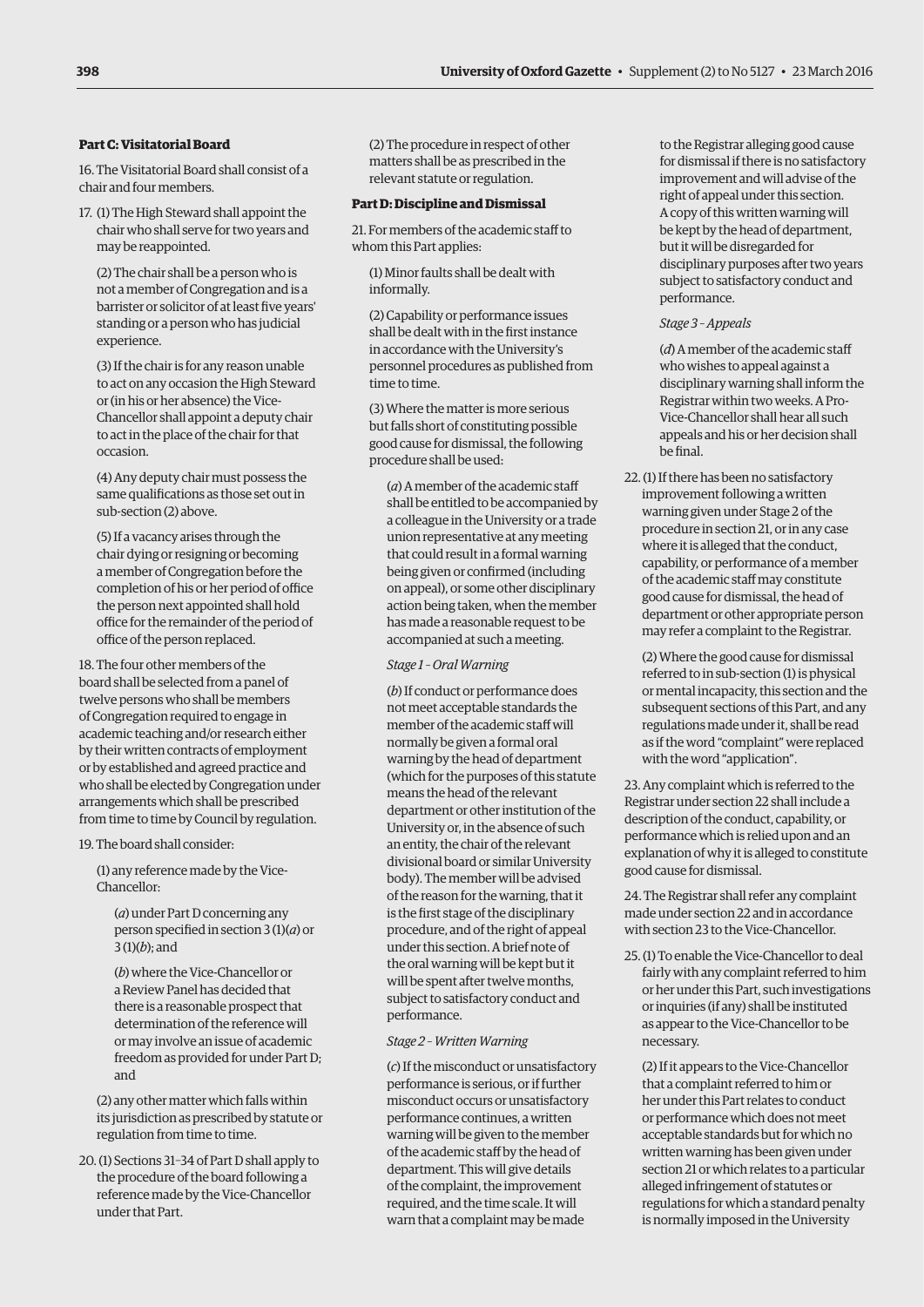**Part C: Visitatorial Board**

16. The Visitatorial Board shall consist of a chair and four members.

17. (1) The High Steward shall appoint the chair who shall serve for two years and may be reappointed.

(2) The chair shall be a person who is not a member of Congregation and is a barrister or solicitor of at least five years' standing or a person who has judicial experience.

(3) If the chair is for any reason unable to act on any occasion the High Steward or (in his or her absence) the Vice-Chancellor shall appoint a deputy chair to act in the place of the chair for that occasion.

(4) Any deputy chair must possess the same qualifications as those set out in sub-section (2) above.

(5) If a vacancy arises through the chair dying or resigning or becoming a member of Congregation before the completion of his or her period of office the person next appointed shall hold office for the remainder of the period of office of the person replaced.

18. The four other members of the board shall be selected from a panel of twelve persons who shall be members of Congregation required to engage in academic teaching and/or research either by their written contracts of employment or by established and agreed practice and who shall be elected by Congregation under arrangements which shall be prescribed from time to time by Council by regulation.

19. The board shall consider:

(1) any reference made by the Vice-Chancellor:

(*a*) under Part D concerning any person specified in section 3 (1)(*a*) or 3 (1)(*b*); and

(*b*) where the Vice-Chancellor or a Review Panel has decided that there is a reasonable prospect that determination of the reference will or may involve an issue of academic freedom as provided for under Part D; and

(2) any other matter which falls within its jurisdiction as prescribed by statute or regulation from time to time.

20. (1) Sections 31–34 of Part D shall apply to the procedure of the board following a reference made by the Vice-Chancellor under that Part.

(2) The procedure in respect of other matters shall be as prescribed in the relevant statute or regulation.

**Part D: Discipline and Dismissal**

21. For members of the academic staff to whom this Part applies:

(1) Minor faults shall be dealt with informally.

(2) Capability or performance issues shall be dealt with in the first instance in accordance with the University's personnel procedures as published from time to time.

(3) Where the matter is more serious but falls short of constituting possible good cause for dismissal, the following procedure shall be used:

(*a*) A member of the academic staff shall be entitled to be accompanied by a colleague in the University or a trade union representative at any meeting that could result in a formal warning being given or confirmed (including on appeal), or some other disciplinary action being taken, when the member has made a reasonable request to be accompanied at such a meeting.

*Stage 1 – Oral Warning*

(*b*) If conduct or performance does not meet acceptable standards the member of the academic staff will normally be given a formal oral warning by the head of department (which for the purposes of this statute means the head of the relevant department or other institution of the University or, in the absence of such an entity, the chair of the relevant divisional board or similar University body). The member will be advised of the reason for the warning, that it is the first stage of the disciplinary procedure, and of the right of appeal under this section. A brief note of the oral warning will be kept but it will be spent after twelve months, subject to satisfactory conduct and performance.

*Stage 2 – Written Warning*

(*c*) If the misconduct or unsatisfactory performance is serious, or if further misconduct occurs or unsatisfactory performance continues, a written warning will be given to the member of the academic staff by the head of department. This will give details of the complaint, the improvement required, and the time scale. It will warn that a complaint may be made to the Registrar alleging good cause for dismissal if there is no satisfactory improvement and will advise of the right of appeal under this section. A copy of this written warning will be kept by the head of department, but it will be disregarded for disciplinary purposes after two years subject to satisfactory conduct and performance.

*Stage 3 – Appeals*

(*d*) A member of the academic staff who wishes to appeal against a disciplinary warning shall inform the Registrar within two weeks. A Pro-Vice-Chancellor shall hear all such appeals and his or her decision shall be final.

22. (1) If there has been no satisfactory improvement following a written warning given under Stage 2 of the procedure in section 21, or in any case where it is alleged that the conduct, capability, or performance of a member of the academic staff may constitute good cause for dismissal, the head of department or other appropriate person may refer a complaint to the Registrar.

(2) Where the good cause for dismissal referred to in sub-section (1) is physical or mental incapacity, this section and the subsequent sections of this Part, and any regulations made under it, shall be read as if the word "complaint" were replaced with the word "application".

23. Any complaint which is referred to the Registrar under section 22 shall include a description of the conduct, capability, or performance which is relied upon and an explanation of why it is alleged to constitute good cause for dismissal.

24. The Registrar shall refer any complaint made under section 22 and in accordance with section 23 to the Vice-Chancellor.

25. (1) To enable the Vice-Chancellor to deal fairly with any complaint referred to him or her under this Part, such investigations or inquiries (if any) shall be instituted as appear to the Vice-Chancellor to be necessary.

(2) If it appears to the Vice-Chancellor that a complaint referred to him or her under this Part relates to conduct or performance which does not meet acceptable standards but for which no written warning has been given under section 21 or which relates to a particular alleged infringement of statutes or regulations for which a standard penalty is normally imposed in the University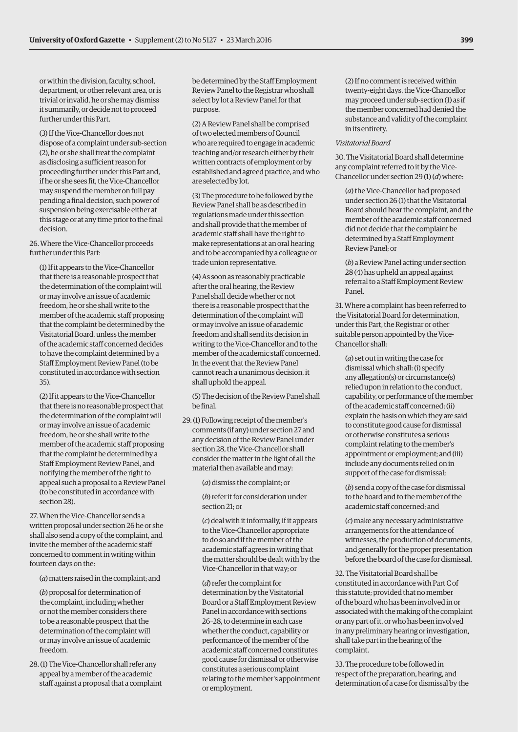or within the division, faculty, school, department, or other relevant area, or is trivial or invalid, he or she may dismiss it summarily, or decide not to proceed further under this Part.

(3) If the Vice-Chancellor does not dispose of a complaint under sub-section (2), he or she shall treat the complaint as disclosing a sufficient reason for proceeding further under this Part and, if he or she sees fit, the Vice-Chancellor may suspend the member on full pay pending a final decision, such power of suspension being exercisable either at this stage or at any time prior to the final decision.

26. Where the Vice-Chancellor proceeds further under this Part:

(1) If it appears to the Vice-Chancellor that there is a reasonable prospect that the determination of the complaint will or may involve an issue of academic freedom, he or she shall write to the member of the academic staff proposing that the complaint be determined by the Visitatorial Board, unless the member of the academic staff concerned decides to have the complaint determined by a Staff Employment Review Panel (to be constituted in accordance with section 35).

(2) If it appears to the Vice-Chancellor that there is no reasonable prospect that the determination of the complaint will or may involve an issue of academic freedom, he or she shall write to the member of the academic staff proposing that the complaint be determined by a Staff Employment Review Panel, and notifying the member of the right to appeal such a proposal to a Review Panel (to be constituted in accordance with section 28).

27. When the Vice-Chancellor sends a written proposal under section 26 he or she shall also send a copy of the complaint, and invite the member of the academic staff concerned to comment in writing within fourteen days on the:

(*a*) matters raised in the complaint; and

(*b*) proposal for determination of the complaint, including whether or not the member considers there to be a reasonable prospect that the determination of the complaint will or may involve an issue of academic freedom.

28. (1) The Vice-Chancellor shall refer any appeal by a member of the academic staff against a proposal that a complaint be determined by the Staff Employment Review Panel to the Registrar who shall select by lot a Review Panel for that purpose.

(2) A Review Panel shall be comprised of two elected members of Council who are required to engage in academic teaching and/or research either by their written contracts of employment or by established and agreed practice, and who are selected by lot.

(3) The procedure to be followed by the Review Panel shall be as described in regulations made under this section and shall provide that the member of academic staff shall have the right to make representations at an oral hearing and to be accompanied by a colleague or trade union representative.

(4) As soon as reasonably practicable after the oral hearing, the Review Panel shall decide whether or not there is a reasonable prospect that the determination of the complaint will or may involve an issue of academic freedom and shall send its decision in writing to the Vice-Chancellor and to the member of the academic staff concerned. In the event that the Review Panel cannot reach a unanimous decision, it shall uphold the appeal.

(5) The decision of the Review Panel shall be final.

29. (1) Following receipt of the member's comments (if any) under section 27 and any decision of the Review Panel under section 28, the Vice-Chancellor shall consider the matter in the light of all the material then available and may:

(*a*) dismiss the complaint; or

(*b*) refer it for consideration under section 21; or

(*c*) deal with it informally, if it appears to the Vice-Chancellor appropriate to do so and if the member of the academic staff agrees in writing that the matter should be dealt with by the Vice-Chancellor in that way; or

(*d*) refer the complaint for determination by the Visitatorial Board or a Staff Employment Review Panel in accordance with sections 26–28, to determine in each case whether the conduct, capability or performance of the member of the academic staff concerned constitutes good cause for dismissal or otherwise constitutes a serious complaint relating to the member's appointment or employment.

(2) If no comment is received within twenty-eight days, the Vice-Chancellor may proceed under sub-section (1) as if the member concerned had denied the substance and validity of the complaint in its entirety.

*Visitatorial Board*

30. The Visitatorial Board shall determine any complaint referred to it by the Vice-Chancellor under section 29 (1) (*d*) where:

(*a*) the Vice-Chancellor had proposed under section 26 (1) that the Visitatorial Board should hear the complaint, and the member of the academic staff concerned did not decide that the complaint be determined by a Staff Employment Review Panel; or

(*b*) a Review Panel acting under section 28 (4) has upheld an appeal against referral to a Staff Employment Review Panel.

31. Where a complaint has been referred to the Visitatorial Board for determination, under this Part, the Registrar or other suitable person appointed by the Vice-Chancellor shall:

(*a*) set out in writing the case for dismissal which shall: (i) specify any allegation(s) or circumstance(s) relied upon in relation to the conduct, capability, or performance of the member of the academic staff concerned; (ii) explain the basis on which they are said to constitute good cause for dismissal or otherwise constitutes a serious complaint relating to the member's appointment or employment; and (iii) include any documents relied on in support of the case for dismissal;

(*b*) send a copy of the case for dismissal to the board and to the member of the academic staff concerned; and

(*c*) make any necessary administrative arrangements for the attendance of witnesses, the production of documents, and generally for the proper presentation before the board of the case for dismissal.

32. The Visitatorial Board shall be constituted in accordance with Part C of this statute; provided that no member of the board who has been involved in or associated with the making of the complaint or any part of it, or who has been involved in any preliminary hearing or investigation, shall take part in the hearing of the complaint.

33. The procedure to be followed in respect of the preparation, hearing, and determination of a case for dismissal by the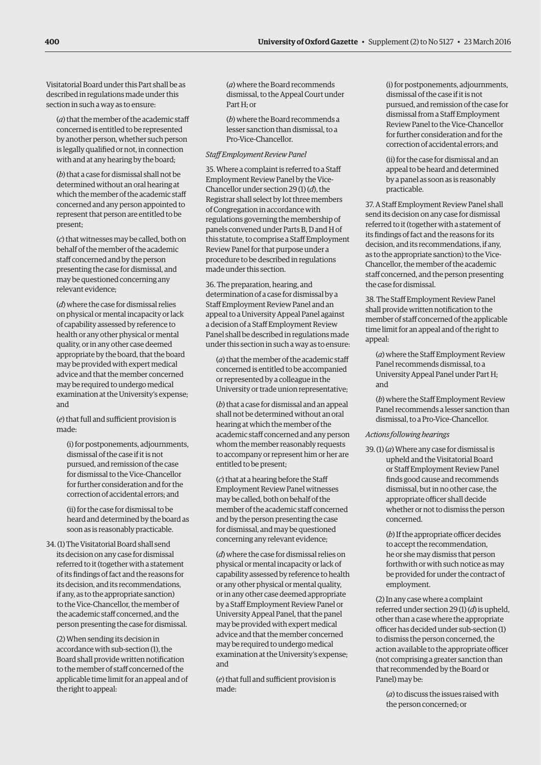Visitatorial Board under this Part shall be as described in regulations made under this section in such a way as to ensure:

(*a*) that the member of the academic staff concerned is entitled to be represented by another person, whether such person is legally qualified or not, in connection with and at any hearing by the board;

(*b*) that a case for dismissal shall not be determined without an oral hearing at which the member of the academic staff concerned and any person appointed to represent that person are entitled to be present;

(*c*) that witnesses may be called, both on behalf of the member of the academic staff concerned and by the person presenting the case for dismissal, and may be questioned concerning any relevant evidence;

(*d*) where the case for dismissal relies on physical or mental incapacity or lack of capability assessed by reference to health or any other physical or mental quality, or in any other case deemed appropriate by the board, that the board may be provided with expert medical advice and that the member concerned may be required to undergo medical examination at the University's expense; and

(*e*) that full and sufficient provision is made:

(i) for postponements, adjournments, dismissal of the case if it is not pursued, and remission of the case for dismissal to the Vice-Chancellor for further consideration and for the correction of accidental errors; and

(ii) for the case for dismissal to be heard and determined by the board as soon as is reasonably practicable.

34. (1) The Visitatorial Board shall send its decision on any case for dismissal referred to it (together with a statement of its findings of fact and the reasons for its decision, and its recommendations, if any, as to the appropriate sanction) to the Vice-Chancellor, the member of the academic staff concerned, and the person presenting the case for dismissal.

(2) When sending its decision in accordance with sub-section (1), the Board shall provide written notification to the member of staff concerned of the applicable time limit for an appeal and of the right to appeal:

(*a*) where the Board recommends dismissal, to the Appeal Court under Part H; or

(*b*) where the Board recommends a lesser sanction than dismissal, to a Pro-Vice-Chancellor.

*Staff Employment Review Panel*

35. Where a complaint is referred to a Staff Employment Review Panel by the Vice-Chancellor under section 29 (1) (*d*), the Registrar shall select by lot three members of Congregation in accordance with regulations governing the membership of panels convened under Parts B, D and H of this statute, to comprise a Staff Employment Review Panel for that purpose under a procedure to be described in regulations made under this section.

36. The preparation, hearing, and determination of a case for dismissal by a Staff Employment Review Panel and an appeal to a University Appeal Panel against a decision of a Staff Employment Review Panel shall be described in regulations made under this section in such a way as to ensure:

(*a*) that the member of the academic staff concerned is entitled to be accompanied or represented by a colleague in the University or trade union representative;

(*b*) that a case for dismissal and an appeal shall not be determined without an oral hearing at which the member of the academic staff concerned and any person whom the member reasonably requests to accompany or represent him or her are entitled to be present;

(*c*) that at a hearing before the Staff Employment Review Panel witnesses may be called, both on behalf of the member of the academic staff concerned and by the person presenting the case for dismissal, and may be questioned concerning any relevant evidence;

(*d*) where the case for dismissal relies on physical or mental incapacity or lack of capability assessed by reference to health or any other physical or mental quality, or in any other case deemed appropriate by a Staff Employment Review Panel or University Appeal Panel, that the panel may be provided with expert medical advice and that the member concerned may be required to undergo medical examination at the University's expense; and

(*e*) that full and sufficient provision is made:

(i) for postponements, adjournments, dismissal of the case if it is not pursued, and remission of the case for dismissal from a Staff Employment Review Panel to the Vice-Chancellor for further consideration and for the correction of accidental errors; and

(ii) for the case for dismissal and an appeal to be heard and determined by a panel as soon as is reasonably practicable.

37. A Staff Employment Review Panel shall send its decision on any case for dismissal referred to it (together with a statement of its findings of fact and the reasons for its decision, and its recommendations, if any, as to the appropriate sanction) to the Vice-Chancellor, the member of the academic staff concerned, and the person presenting the case for dismissal.

38. The Staff Employment Review Panel shall provide written notification to the member of staff concerned of the applicable time limit for an appeal and of the right to appeal:

(*a*) where the Staff Employment Review Panel recommends dismissal, to a University Appeal Panel under Part H; and

(*b*) where the Staff Employment Review Panel recommends a lesser sanction than dismissal, to a Pro-Vice-Chancellor.

*Actions following hearings*

39. (1) (*a*) Where any case for dismissal is upheld and the Visitatorial Board or Staff Employment Review Panel finds good cause and recommends dismissal, but in no other case, the appropriate officer shall decide whether or not to dismiss the person concerned.

(*b*) If the appropriate officer decides to accept the recommendation, he or she may dismiss that person forthwith or with such notice as may be provided for under the contract of employment.

(2) In any case where a complaint referred under section 29 (1) (*d*) is upheld, other than a case where the appropriate officer has decided under sub-section (1) to dismiss the person concerned, the action available to the appropriate officer (not comprising a greater sanction than that recommended by the Board or Panel) may be:

(*a*) to discuss the issues raised with the person concerned; or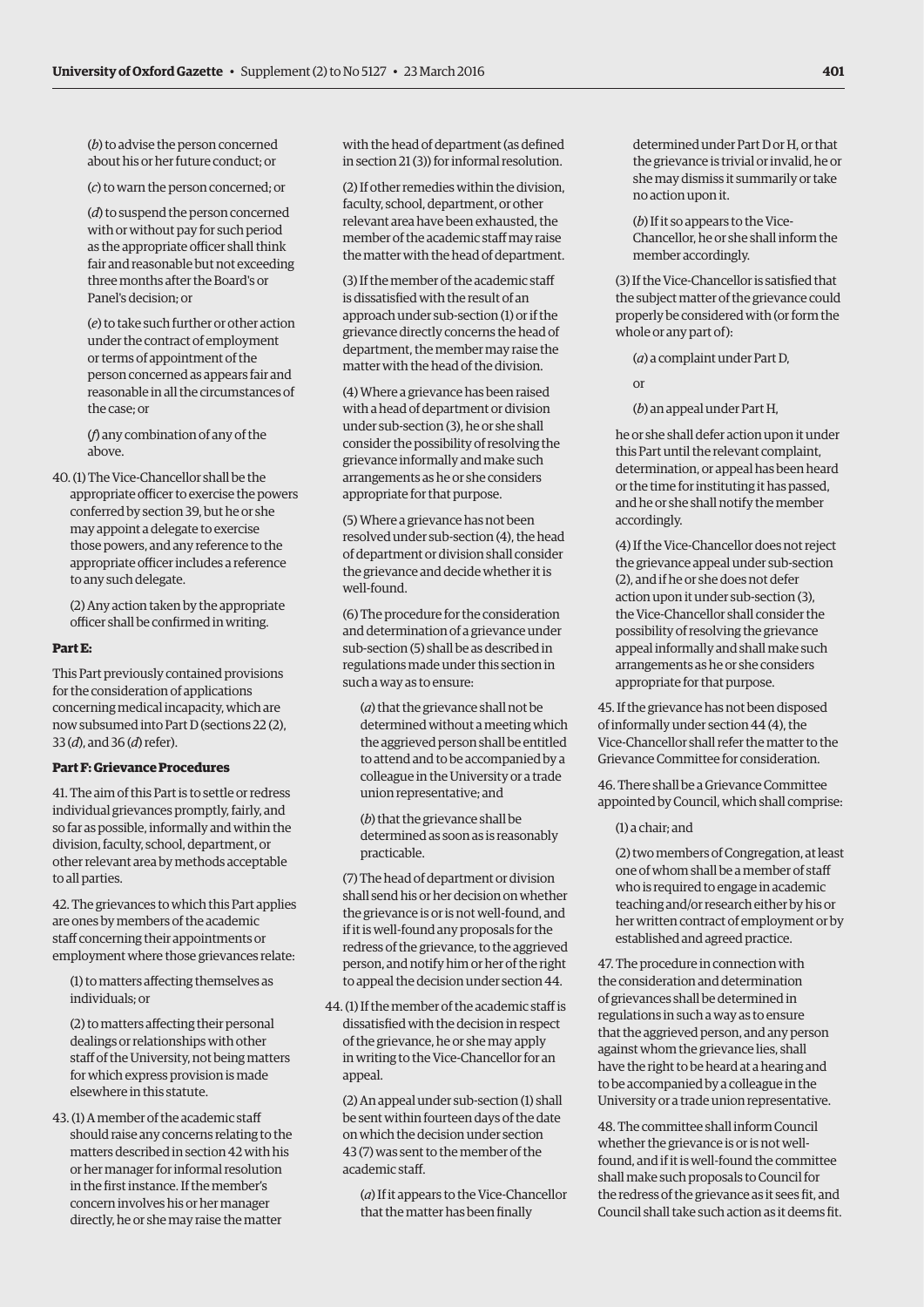(*b*) to advise the person concerned about his or her future conduct; or

(*c*) to warn the person concerned; or

(*d*) to suspend the person concerned with or without pay for such period as the appropriate officer shall think fair and reasonable but not exceeding three months after the Board's or Panel's decision; or

(*e*) to take such further or other action under the contract of employment or terms of appointment of the person concerned as appears fair and reasonable in all the circumstances of the case; or

(*f*) any combination of any of the above.

40. (1) The Vice-Chancellor shall be the appropriate officer to exercise the powers conferred by section 39, but he or she may appoint a delegate to exercise those powers, and any reference to the appropriate officer includes a reference to any such delegate.

(2) Any action taken by the appropriate officer shall be confirmed in writing.

**Part E:**

This Part previously contained provisions for the consideration of applications concerning medical incapacity, which are now subsumed into Part D (sections 22 (2), 33 (*d*), and 36 (*d*) refer).

**Part F: Grievance Procedures**

41. The aim of this Part is to settle or redress individual grievances promptly, fairly, and so far as possible, informally and within the division, faculty, school, department, or other relevant area by methods acceptable to all parties.

42. The grievances to which this Part applies are ones by members of the academic staff concerning their appointments or employment where those grievances relate:

(1) to matters affecting themselves as individuals; or

(2) to matters affecting their personal dealings or relationships with other staff of the University, not being matters for which express provision is made elsewhere in this statute.

43. (1) A member of the academic staff should raise any concerns relating to the matters described in section 42 with his or her manager for informal resolution in the first instance. If the member's concern involves his or her manager directly, he or she may raise the matter with the head of department (as defined in section 21 (3)) for informal resolution.

(2) If other remedies within the division, faculty, school, department, or other relevant area have been exhausted, the member of the academic staff may raise the matter with the head of department.

(3) If the member of the academic staff is dissatisfied with the result of an approach under sub-section (1) or if the grievance directly concerns the head of department, the member may raise the matter with the head of the division.

(4) Where a grievance has been raised with a head of department or division under sub-section (3), he or she shall consider the possibility of resolving the grievance informally and make such arrangements as he or she considers appropriate for that purpose.

(5) Where a grievance has not been resolved under sub-section (4), the head of department or division shall consider the grievance and decide whether it is well-found.

(6) The procedure for the consideration and determination of a grievance under sub-section (5) shall be as described in regulations made under this section in such a way as to ensure:

(*a*) that the grievance shall not be determined without a meeting which the aggrieved person shall be entitled to attend and to be accompanied by a colleague in the University or a trade union representative; and

(*b*) that the grievance shall be determined as soon as is reasonably practicable.

(7) The head of department or division shall send his or her decision on whether the grievance is or is not well-found, and if it is well-found any proposals for the redress of the grievance, to the aggrieved person, and notify him or her of the right to appeal the decision under section 44.

44. (1) If the member of the academic staff is dissatisfied with the decision in respect of the grievance, he or she may apply in writing to the Vice-Chancellor for an appeal.

(2) An appeal under sub-section (1) shall be sent within fourteen days of the date on which the decision under section 43 (7) was sent to the member of the academic staff.

(*a*) If it appears to the Vice-Chancellor that the matter has been finally determined under Part D or H, or that the grievance is trivial or invalid, he or she may dismiss it summarily or take no action upon it.

(*b*) If it so appears to the Vice-Chancellor, he or she shall inform the member accordingly.

(3) If the Vice-Chancellor is satisfied that the subject matter of the grievance could properly be considered with (or form the whole or any part of):

(*a*) a complaint under Part D,

or

(*b*) an appeal under Part H,

he or she shall defer action upon it under this Part until the relevant complaint, determination, or appeal has been heard or the time for instituting it has passed, and he or she shall notify the member accordingly.

(4) If the Vice-Chancellor does not reject the grievance appeal under sub-section (2), and if he or she does not defer action upon it under sub-section (3), the Vice-Chancellor shall consider the possibility of resolving the grievance appeal informally and shall make such arrangements as he or she considers appropriate for that purpose.

45. If the grievance has not been disposed of informally under section 44 (4), the Vice-Chancellor shall refer the matter to the Grievance Committee for consideration.

46. There shall be a Grievance Committee appointed by Council, which shall comprise:

(1) a chair; and

(2) two members of Congregation, at least one of whom shall be a member of staff who is required to engage in academic teaching and/or research either by his or her written contract of employment or by established and agreed practice.

47. The procedure in connection with the consideration and determination of grievances shall be determined in regulations in such a way as to ensure that the aggrieved person, and any person against whom the grievance lies, shall have the right to be heard at a hearing and to be accompanied by a colleague in the University or a trade union representative.

48. The committee shall inform Council whether the grievance is or is not well-found, and if it is well-found the committee shall make such proposals to Council for the redress of the grievance as it sees fit, and Council shall take such action as it deems fit.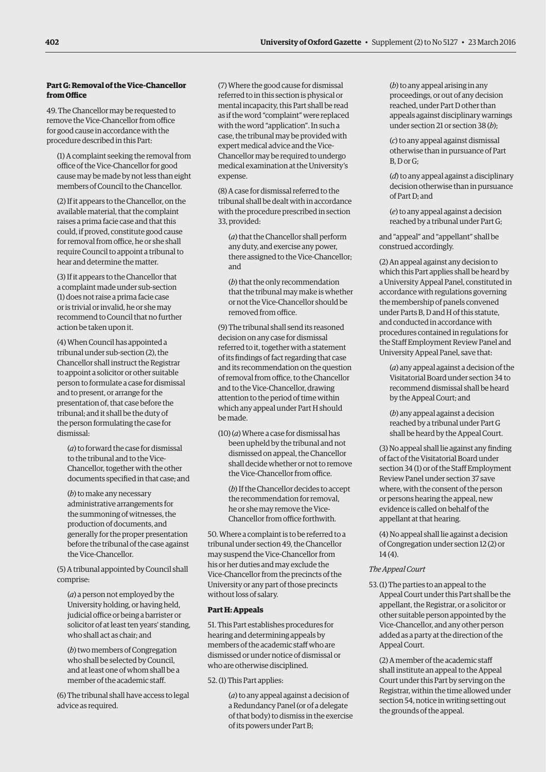### Part G: Removal of the Vice-Chancellor from Office

49. The Chancellor may be requested to remove the Vice-Chancellor from office for good cause in accordance with the procedure described in this Part:

(1) A complaint seeking the removal from office of the Vice-Chancellor for good cause may be made by not less than eight members of Council to the Chancellor.

(2) If it appears to the Chancellor, on the available material, that the complaint raises a prima facie case and that this could, if proved, constitute good cause for removal from office, he or she shall require Council to appoint a tribunal to hear and determine the matter.

(3) If it appears to the Chancellor that a complaint made under sub-section (1) does not raise a prima facie case or is trivial or invalid, he or she may recommend to Council that no further action be taken upon it.

(4) When Council has appointed a tribunal under sub-section (2), the Chancellor shall instruct the Registrar to appoint a solicitor or other suitable person to formulate a case for dismissal and to present, or arrange for the presentation of, that case before the tribunal; and it shall be the duty of the person formulating the case for dismissal:

(*a*) to forward the case for dismissal to the tribunal and to the Vice-Chancellor, together with the other documents specified in that case; and

(*b*) to make any necessary administrative arrangements for the summoning of witnesses, the production of documents, and generally for the proper presentation before the tribunal of the case against the Vice-Chancellor.

(5) A tribunal appointed by Council shall comprise:

(*a*) a person not employed by the University holding, or having held, judicial office or being a barrister or solicitor of at least ten years' standing, who shall act as chair; and

(*b*) two members of Congregation who shall be selected by Council, and at least one of whom shall be a member of the academic staff.

(6) The tribunal shall have access to legal advice as required.

(7) Where the good cause for dismissal referred to in this section is physical or mental incapacity, this Part shall be read as if the word "complaint" were replaced with the word "application". In such a case, the tribunal may be provided with expert medical advice and the Vice-Chancellor may be required to undergo medical examination at the University's expense.

(8) A case for dismissal referred to the tribunal shall be dealt with in accordance with the procedure prescribed in section 33, provided:

(*a*) that the Chancellor shall perform any duty, and exercise any power, there assigned to the Vice-Chancellor; and

(*b*) that the only recommendation that the tribunal may make is whether or not the Vice-Chancellor should be removed from office.

(9) The tribunal shall send its reasoned decision on any case for dismissal referred to it, together with a statement of its findings of fact regarding that case and its recommendation on the question of removal from office, to the Chancellor and to the Vice-Chancellor, drawing attention to the period of time within which any appeal under Part H should be made.

(10) (*a*) Where a case for dismissal has been upheld by the tribunal and not dismissed on appeal, the Chancellor shall decide whether or not to remove the Vice-Chancellor from office.

(*b*) If the Chancellor decides to accept the recommendation for removal, he or she may remove the Vice-Chancellor from office forthwith.

50. Where a complaint is to be referred to a tribunal under section 49, the Chancellor may suspend the Vice-Chancellor from his or her duties and may exclude the Vice-Chancellor from the precincts of the University or any part of those precincts without loss of salary.

### Part H: Appeals

51. This Part establishes procedures for hearing and determining appeals by members of the academic staff who are dismissed or under notice of dismissal or who are otherwise disciplined.

52. (1) This Part applies:

(*a*) to any appeal against a decision of a Redundancy Panel (or of a delegate of that body) to dismiss in the exercise of its powers under Part B;

(*b*) to any appeal arising in any proceedings, or out of any decision reached, under Part D other than appeals against disciplinary warnings under section 21 or section 38 (*b*);

(*c*) to any appeal against dismissal otherwise than in pursuance of Part B, D or G;

(*d*) to any appeal against a disciplinary decision otherwise than in pursuance of Part D; and

(*e*) to any appeal against a decision reached by a tribunal under Part G;

and "appeal" and "appellant" shall be construed accordingly.

(2) An appeal against any decision to which this Part applies shall be heard by a University Appeal Panel, constituted in accordance with regulations governing the membership of panels convened under Parts B, D and H of this statute, and conducted in accordance with procedures contained in regulations for the Staff Employment Review Panel and University Appeal Panel, save that:

(*a*) any appeal against a decision of the Visitatorial Board under section 34 to recommend dismissal shall be heard by the Appeal Court; and

(*b*) any appeal against a decision reached by a tribunal under Part G shall be heard by the Appeal Court.

(3) No appeal shall lie against any finding of fact of the Visitatorial Board under section 34 (1) or of the Staff Employment Review Panel under section 37 save where, with the consent of the person or persons hearing the appeal, new evidence is called on behalf of the appellant at that hearing.

(4) No appeal shall lie against a decision of Congregation under section 12 (2) or 14 (4).

*The Appeal Court*

53. (1) The parties to an appeal to the Appeal Court under this Part shall be the appellant, the Registrar, or a solicitor or other suitable person appointed by the Vice-Chancellor, and any other person added as a party at the direction of the Appeal Court.

(2) A member of the academic staff shall institute an appeal to the Appeal Court under this Part by serving on the Registrar, within the time allowed under section 54, notice in writing setting out the grounds of the appeal.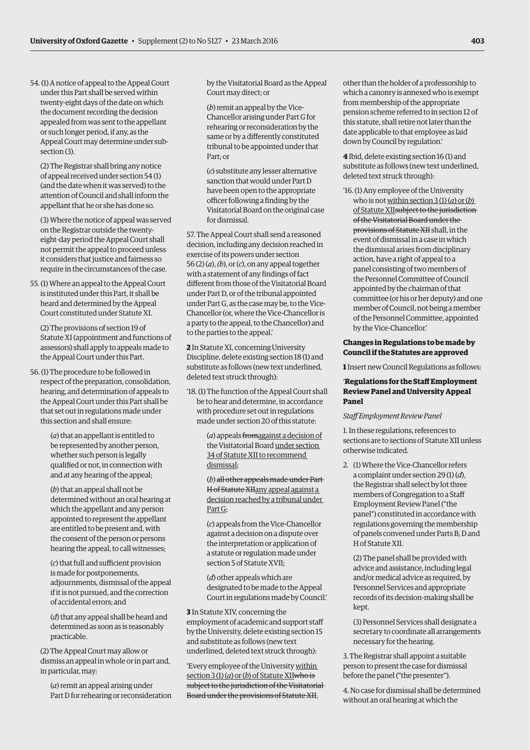54. (1) A notice of appeal to the Appeal Court under this Part shall be served within twenty-eight days of the date on which the document recording the decision appealed from was sent to the appellant or such longer period, if any, as the Appeal Court may determine under sub-section (3).

(2) The Registrar shall bring any notice of appeal received under section 54 (1) (and the date when it was served) to the attention of Council and shall inform the appellant that he or she has done so.

(3) Where the notice of appeal was served on the Registrar outside the twenty-eight-day period the Appeal Court shall not permit the appeal to proceed unless it considers that justice and fairness so require in the circumstances of the case.

55. (1) Where an appeal to the Appeal Court is instituted under this Part, it shall be heard and determined by the Appeal Court constituted under Statute XI.

(2) The provisions of section 19 of Statute XI (appointment and functions of assessors) shall apply to appeals made to the Appeal Court under this Part.

56. (1) The procedure to be followed in respect of the preparation, consolidation, hearing, and determination of appeals to the Appeal Court under this Part shall be that set out in regulations made under this section and shall ensure:

(*a*) that an appellant is entitled to be represented by another person, whether such person is legally qualified or not, in connection with and at any hearing of the appeal;

(*b*) that an appeal shall not be determined without an oral hearing at which the appellant and any person appointed to represent the appellant are entitled to be present and, with the consent of the person or persons hearing the appeal, to call witnesses;

(*c*) that full and sufficient provision is made for postponements, adjournments, dismissal of the appeal if it is not pursued, and the correction of accidental errors; and

(*d*) that any appeal shall be heard and determined as soon as is reasonably practicable.

(2) The Appeal Court may allow or dismiss an appeal in whole or in part and, in particular, may:

(*a*) remit an appeal arising under Part D for rehearing or reconsideration by the Visitatorial Board as the Appeal Court may direct; or

(*b*) remit an appeal by the Vice-Chancellor arising under Part G for rehearing or reconsideration by the same or by a differently constituted tribunal to be appointed under that Part; or

(*c*) substitute any lesser alternative sanction that would under Part D have been open to the appropriate officer following a finding by the Visitatorial Board on the original case for dismissal.

57. The Appeal Court shall send a reasoned decision, including any decision reached in exercise of its powers under section 56 (2) (*a*), (*b*), or (*c*), on any appeal together with a statement of any findings of fact different from those of the Visitatorial Board under Part D, or of the tribunal appointed under Part G, as the case may be, to the Vice-Chancellor (or, where the Vice-Chancellor is a party to the appeal, to the Chancellor) and to the parties to the appeal.'

**2** In Statute XI, concerning University Discipline, delete existing section 18 (1) and substitute as follows (new text underlined, deleted text struck through):

'18. (1) The function of the Appeal Court shall be to hear and determine, in accordance with procedure set out in regulations made under section 20 of this statute:

(*a*) appeals ~~from~~<u>against a decision of</u> the Visitatorial Board <u>under section 34 of Statute XII to recommend dismissal</u>;

(*b*) ~~all other appeals made under Part H of Statute XII~~<u>any appeal against a decision reached by a tribunal under Part G</u>;

(*c*) appeals from the Vice-Chancellor against a decision on a dispute over the interpretation or application of a statute or regulation made under section 5 of Statute XVII;

(*d*) other appeals which are designated to be made to the Appeal Court in regulations made by Council.'

**3** In Statute XIV, concerning the employment of academic and support staff by the University, delete existing section 15 and substitute as follows (new text underlined, deleted text struck through):

'Every employee of the University <u>within section 3 (1) (*a*) or (*b*) of Statute XII</u>~~who is subject to the jurisdiction of the Visitatorial Board under the provisions of Statute XII~~, other than the holder of a professorship to which a canonry is annexed who is exempt from membership of the appropriate pension scheme referred to in section 12 of this statute, shall retire not later than the date applicable to that employee as laid down by Council by regulation.'

**4** Ibid, delete existing section 16 (1) and substitute as follows (new text underlined, deleted text struck through):

'16. (1) Any employee of the University who is not <u>within section 3 (1) (*a*) or (*b*) of Statute XII</u>~~subject to the jurisdiction of the Visitatorial Board under the provisions of Statute XII~~ shall, in the event of dismissal in a case in which the dismissal arises from disciplinary action, have a right of appeal to a panel consisting of two members of the Personnel Committee of Council appointed by the chairman of that committee (or his or her deputy) and one member of Council, not being a member of the Personnel Committee, appointed by the Vice-Chancellor.'

**Changes in Regulations to be made by Council if the Statutes are approved**

**1** Insert new Council Regulations as follows:

'**Regulations for the Staff Employment Review Panel and University Appeal Panel**

*Staff Employment Review Panel*

1. In these regulations, references to sections are to sections of Statute XII unless otherwise indicated.

2. (1) Where the Vice-Chancellor refers a complaint under section 29 (1) (*d*), the Registrar shall select by lot three members of Congregation to a Staff Employment Review Panel ("the panel") constituted in accordance with regulations governing the membership of panels convened under Parts B, D and H of Statute XII.

(2) The panel shall be provided with advice and assistance, including legal and/or medical advice as required, by Personnel Services and appropriate records of its decision-making shall be kept.

(3) Personnel Services shall designate a secretary to coordinate all arrangements necessary for the hearing.

3. The Registrar shall appoint a suitable person to present the case for dismissal before the panel ("the presenter").

4. No case for dismissal shall be determined without an oral hearing at which the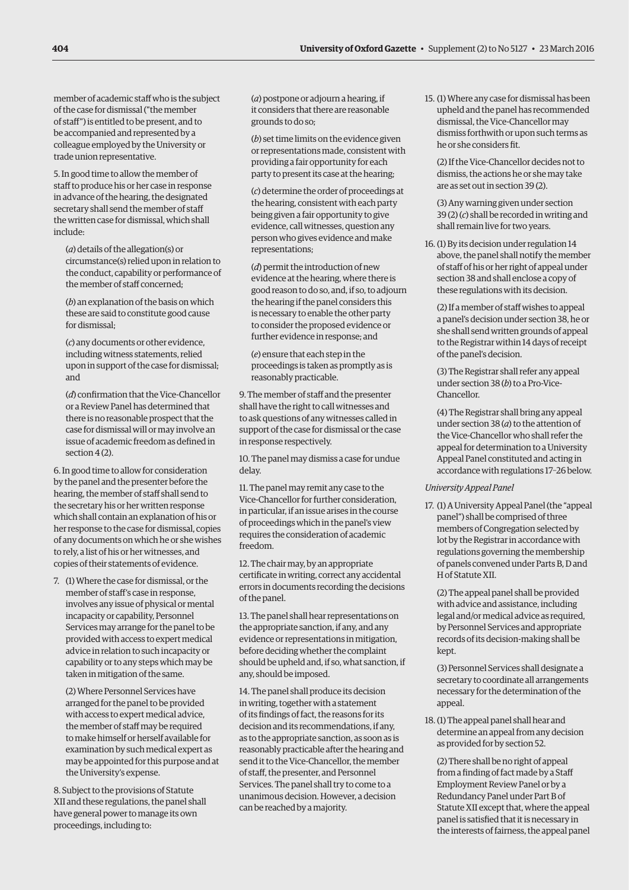member of academic staff who is the subject of the case for dismissal ("the member of staff") is entitled to be present, and to be accompanied and represented by a colleague employed by the University or trade union representative.

5. In good time to allow the member of staff to produce his or her case in response in advance of the hearing, the designated secretary shall send the member of staff the written case for dismissal, which shall include:

(*a*) details of the allegation(s) or circumstance(s) relied upon in relation to the conduct, capability or performance of the member of staff concerned;

(*b*) an explanation of the basis on which these are said to constitute good cause for dismissal;

(*c*) any documents or other evidence, including witness statements, relied upon in support of the case for dismissal; and

(*d*) confirmation that the Vice-Chancellor or a Review Panel has determined that there is no reasonable prospect that the case for dismissal will or may involve an issue of academic freedom as defined in section 4 (2).

6. In good time to allow for consideration by the panel and the presenter before the hearing, the member of staff shall send to the secretary his or her written response which shall contain an explanation of his or her response to the case for dismissal, copies of any documents on which he or she wishes to rely, a list of his or her witnesses, and copies of their statements of evidence.

7. (1) Where the case for dismissal, or the member of staff's case in response, involves any issue of physical or mental incapacity or capability, Personnel Services may arrange for the panel to be provided with access to expert medical advice in relation to such incapacity or capability or to any steps which may be taken in mitigation of the same.

(2) Where Personnel Services have arranged for the panel to be provided with access to expert medical advice, the member of staff may be required to make himself or herself available for examination by such medical expert as may be appointed for this purpose and at the University's expense.

8. Subject to the provisions of Statute XII and these regulations, the panel shall have general power to manage its own proceedings, including to:

(*a*) postpone or adjourn a hearing, if it considers that there are reasonable grounds to do so;

(*b*) set time limits on the evidence given or representations made, consistent with providing a fair opportunity for each party to present its case at the hearing;

(*c*) determine the order of proceedings at the hearing, consistent with each party being given a fair opportunity to give evidence, call witnesses, question any person who gives evidence and make representations;

(*d*) permit the introduction of new evidence at the hearing, where there is good reason to do so, and, if so, to adjourn the hearing if the panel considers this is necessary to enable the other party to consider the proposed evidence or further evidence in response; and

(*e*) ensure that each step in the proceedings is taken as promptly as is reasonably practicable.

9. The member of staff and the presenter shall have the right to call witnesses and to ask questions of any witnesses called in support of the case for dismissal or the case in response respectively.

10. The panel may dismiss a case for undue delay.

11. The panel may remit any case to the Vice-Chancellor for further consideration, in particular, if an issue arises in the course of proceedings which in the panel's view requires the consideration of academic freedom.

12. The chair may, by an appropriate certificate in writing, correct any accidental errors in documents recording the decisions of the panel.

13. The panel shall hear representations on the appropriate sanction, if any, and any evidence or representations in mitigation, before deciding whether the complaint should be upheld and, if so, what sanction, if any, should be imposed.

14. The panel shall produce its decision in writing, together with a statement of its findings of fact, the reasons for its decision and its recommendations, if any, as to the appropriate sanction, as soon as is reasonably practicable after the hearing and send it to the Vice-Chancellor, the member of staff, the presenter, and Personnel Services. The panel shall try to come to a unanimous decision. However, a decision can be reached by a majority.

15. (1) Where any case for dismissal has been upheld and the panel has recommended dismissal, the Vice-Chancellor may dismiss forthwith or upon such terms as he or she considers fit.

(2) If the Vice-Chancellor decides not to dismiss, the actions he or she may take are as set out in section 39 (2).

(3) Any warning given under section 39 (2) (*c*) shall be recorded in writing and shall remain live for two years.

16. (1) By its decision under regulation 14 above, the panel shall notify the member of staff of his or her right of appeal under section 38 and shall enclose a copy of these regulations with its decision.

(2) If a member of staff wishes to appeal a panel's decision under section 38, he or she shall send written grounds of appeal to the Registrar within 14 days of receipt of the panel's decision.

(3) The Registrar shall refer any appeal under section 38 (*b*) to a Pro-Vice-Chancellor.

(4) The Registrar shall bring any appeal under section 38 (*a*) to the attention of the Vice-Chancellor who shall refer the appeal for determination to a University Appeal Panel constituted and acting in accordance with regulations 17–26 below.

*University Appeal Panel*

17. (1) A University Appeal Panel (the "appeal panel") shall be comprised of three members of Congregation selected by lot by the Registrar in accordance with regulations governing the membership of panels convened under Parts B, D and H of Statute XII.

(2) The appeal panel shall be provided with advice and assistance, including legal and/or medical advice as required, by Personnel Services and appropriate records of its decision-making shall be kept.

(3) Personnel Services shall designate a secretary to coordinate all arrangements necessary for the determination of the appeal.

18. (1) The appeal panel shall hear and determine an appeal from any decision as provided for by section 52.

(2) There shall be no right of appeal from a finding of fact made by a Staff Employment Review Panel or by a Redundancy Panel under Part B of Statute XII except that, where the appeal panel is satisfied that it is necessary in the interests of fairness, the appeal panel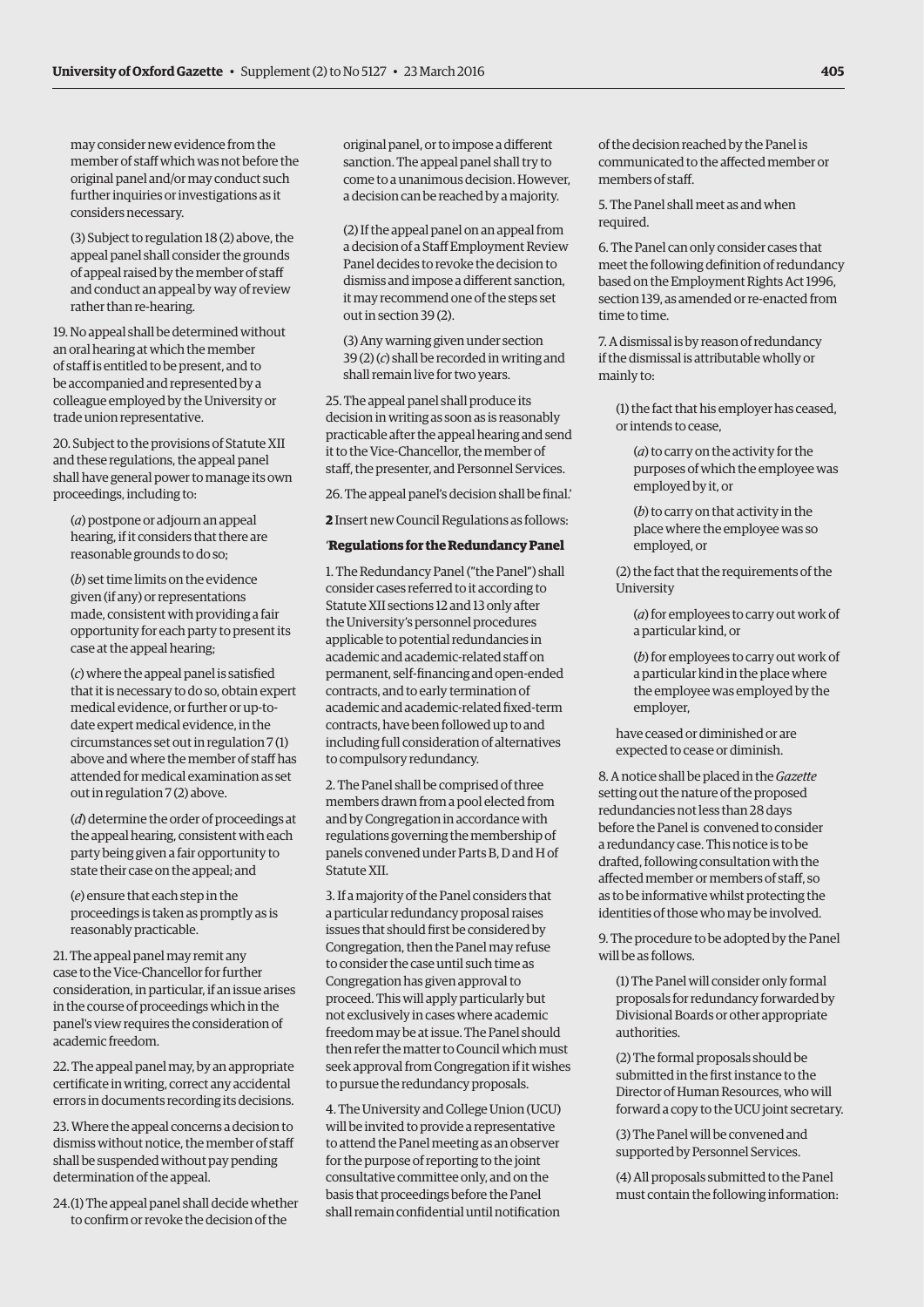may consider new evidence from the member of staff which was not before the original panel and/or may conduct such further inquiries or investigations as it considers necessary.

(3) Subject to regulation 18 (2) above, the appeal panel shall consider the grounds of appeal raised by the member of staff and conduct an appeal by way of review rather than re-hearing.

19. No appeal shall be determined without an oral hearing at which the member of staff is entitled to be present, and to be accompanied and represented by a colleague employed by the University or trade union representative.

20. Subject to the provisions of Statute XII and these regulations, the appeal panel shall have general power to manage its own proceedings, including to:

(*a*) postpone or adjourn an appeal hearing, if it considers that there are reasonable grounds to do so;

(*b*) set time limits on the evidence given (if any) or representations made, consistent with providing a fair opportunity for each party to present its case at the appeal hearing;

(*c*) where the appeal panel is satisfied that it is necessary to do so, obtain expert medical evidence, or further or up-to-date expert medical evidence, in the circumstances set out in regulation 7 (1) above and where the member of staff has attended for medical examination as set out in regulation 7 (2) above.

(*d*) determine the order of proceedings at the appeal hearing, consistent with each party being given a fair opportunity to state their case on the appeal; and

(*e*) ensure that each step in the proceedings is taken as promptly as is reasonably practicable.

21. The appeal panel may remit any case to the Vice-Chancellor for further consideration, in particular, if an issue arises in the course of proceedings which in the panel's view requires the consideration of academic freedom.

22. The appeal panel may, by an appropriate certificate in writing, correct any accidental errors in documents recording its decisions.

23. Where the appeal concerns a decision to dismiss without notice, the member of staff shall be suspended without pay pending determination of the appeal.

24. (1) The appeal panel shall decide whether to confirm or revoke the decision of the original panel, or to impose a different sanction. The appeal panel shall try to come to a unanimous decision. However, a decision can be reached by a majority.

(2) If the appeal panel on an appeal from a decision of a Staff Employment Review Panel decides to revoke the decision to dismiss and impose a different sanction, it may recommend one of the steps set out in section 39 (2).

(3) Any warning given under section 39 (2) (*c*) shall be recorded in writing and shall remain live for two years.

25. The appeal panel shall produce its decision in writing as soon as is reasonably practicable after the appeal hearing and send it to the Vice-Chancellor, the member of staff, the presenter, and Personnel Services.

26. The appeal panel's decision shall be final.'

**2** Insert new Council Regulations as follows:

'**Regulations for the Redundancy Panel**

1. The Redundancy Panel ("the Panel") shall consider cases referred to it according to Statute XII sections 12 and 13 only after the University's personnel procedures applicable to potential redundancies in academic and academic-related staff on permanent, self-financing and open-ended contracts, and to early termination of academic and academic-related fixed-term contracts, have been followed up to and including full consideration of alternatives to compulsory redundancy.

2. The Panel shall be comprised of three members drawn from a pool elected from and by Congregation in accordance with regulations governing the membership of panels convened under Parts B, D and H of Statute XII.

3. If a majority of the Panel considers that a particular redundancy proposal raises issues that should first be considered by Congregation, then the Panel may refuse to consider the case until such time as Congregation has given approval to proceed. This will apply particularly but not exclusively in cases where academic freedom may be at issue. The Panel should then refer the matter to Council which must seek approval from Congregation if it wishes to pursue the redundancy proposals.

4. The University and College Union (UCU) will be invited to provide a representative to attend the Panel meeting as an observer for the purpose of reporting to the joint consultative committee only, and on the basis that proceedings before the Panel shall remain confidential until notification of the decision reached by the Panel is communicated to the affected member or members of staff.

5. The Panel shall meet as and when required.

6. The Panel can only consider cases that meet the following definition of redundancy based on the Employment Rights Act 1996, section 139, as amended or re-enacted from time to time.

7. A dismissal is by reason of redundancy if the dismissal is attributable wholly or mainly to:

(1) the fact that his employer has ceased, or intends to cease,

(*a*) to carry on the activity for the purposes of which the employee was employed by it, or

(*b*) to carry on that activity in the place where the employee was so employed, or

(2) the fact that the requirements of the University

(*a*) for employees to carry out work of a particular kind, or

(*b*) for employees to carry out work of a particular kind in the place where the employee was employed by the employer,

have ceased or diminished or are expected to cease or diminish.

8. A notice shall be placed in the *Gazette* setting out the nature of the proposed redundancies not less than 28 days before the Panel is convened to consider a redundancy case. This notice is to be drafted, following consultation with the affected member or members of staff, so as to be informative whilst protecting the identities of those who may be involved.

9. The procedure to be adopted by the Panel will be as follows.

(1) The Panel will consider only formal proposals for redundancy forwarded by Divisional Boards or other appropriate authorities.

(2) The formal proposals should be submitted in the first instance to the Director of Human Resources, who will forward a copy to the UCU joint secretary.

(3) The Panel will be convened and supported by Personnel Services.

(4) All proposals submitted to the Panel must contain the following information: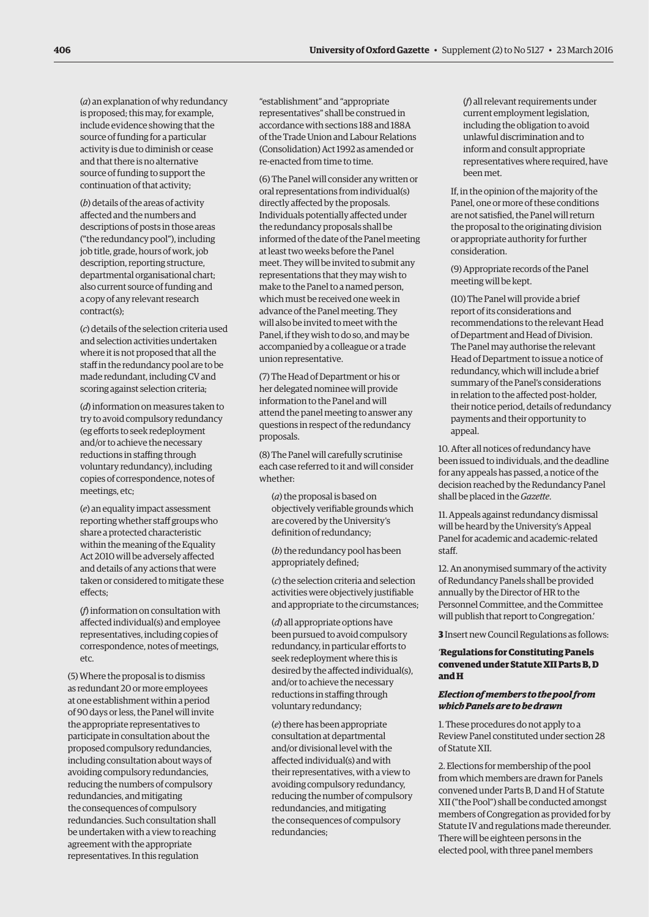(*a*) an explanation of why redundancy is proposed; this may, for example, include evidence showing that the source of funding for a particular activity is due to diminish or cease and that there is no alternative source of funding to support the continuation of that activity;

(*b*) details of the areas of activity affected and the numbers and descriptions of posts in those areas ("the redundancy pool"), including job title, grade, hours of work, job description, reporting structure, departmental organisational chart; also current source of funding and a copy of any relevant research contract(s);

(*c*) details of the selection criteria used and selection activities undertaken where it is not proposed that all the staff in the redundancy pool are to be made redundant, including CV and scoring against selection criteria;

(*d*) information on measures taken to try to avoid compulsory redundancy (eg efforts to seek redeployment and/or to achieve the necessary reductions in staffing through voluntary redundancy), including copies of correspondence, notes of meetings, etc;

(*e*) an equality impact assessment reporting whether staff groups who share a protected characteristic within the meaning of the Equality Act 2010 will be adversely affected and details of any actions that were taken or considered to mitigate these effects;

(*f*) information on consultation with affected individual(s) and employee representatives, including copies of correspondence, notes of meetings, etc.

(5) Where the proposal is to dismiss as redundant 20 or more employees at one establishment within a period of 90 days or less, the Panel will invite the appropriate representatives to participate in consultation about the proposed compulsory redundancies, including consultation about ways of avoiding compulsory redundancies, reducing the numbers of compulsory redundancies, and mitigating the consequences of compulsory redundancies. Such consultation shall be undertaken with a view to reaching agreement with the appropriate representatives. In this regulation "establishment" and "appropriate representatives" shall be construed in accordance with sections 188 and 188A of the Trade Union and Labour Relations (Consolidation) Act 1992 as amended or re-enacted from time to time.

(6) The Panel will consider any written or oral representations from individual(s) directly affected by the proposals. Individuals potentially affected under the redundancy proposals shall be informed of the date of the Panel meeting at least two weeks before the Panel meet. They will be invited to submit any representations that they may wish to make to the Panel to a named person, which must be received one week in advance of the Panel meeting. They will also be invited to meet with the Panel, if they wish to do so, and may be accompanied by a colleague or a trade union representative.

(7) The Head of Department or his or her delegated nominee will provide information to the Panel and will attend the panel meeting to answer any questions in respect of the redundancy proposals.

(8) The Panel will carefully scrutinise each case referred to it and will consider whether:

(*a*) the proposal is based on objectively verifiable grounds which are covered by the University's definition of redundancy;

(*b*) the redundancy pool has been appropriately defined;

(*c*) the selection criteria and selection activities were objectively justifiable and appropriate to the circumstances;

(*d*) all appropriate options have been pursued to avoid compulsory redundancy, in particular efforts to seek redeployment where this is desired by the affected individual(s), and/or to achieve the necessary reductions in staffing through voluntary redundancy;

(*e*) there has been appropriate consultation at departmental and/or divisional level with the affected individual(s) and with their representatives, with a view to avoiding compulsory redundancy, reducing the number of compulsory redundancies, and mitigating the consequences of compulsory redundancies;

(*f*) all relevant requirements under current employment legislation, including the obligation to avoid unlawful discrimination and to inform and consult appropriate representatives where required, have been met.

If, in the opinion of the majority of the Panel, one or more of these conditions are not satisfied, the Panel will return the proposal to the originating division or appropriate authority for further consideration.

(9) Appropriate records of the Panel meeting will be kept.

(10) The Panel will provide a brief report of its considerations and recommendations to the relevant Head of Department and Head of Division. The Panel may authorise the relevant Head of Department to issue a notice of redundancy, which will include a brief summary of the Panel's considerations in relation to the affected post-holder, their notice period, details of redundancy payments and their opportunity to appeal.

10. After all notices of redundancy have been issued to individuals, and the deadline for any appeals has passed, a notice of the decision reached by the Redundancy Panel shall be placed in the *Gazette*.

11. Appeals against redundancy dismissal will be heard by the University's Appeal Panel for academic and academic-related staff.

12. An anonymised summary of the activity of Redundancy Panels shall be provided annually by the Director of HR to the Personnel Committee, and the Committee will publish that report to Congregation.'

**3** Insert new Council Regulations as follows:

'**Regulations for Constituting Panels convened under Statute XII Parts B, D and H**

***Election of members to the pool from which Panels are to be drawn***

1. These procedures do not apply to a Review Panel constituted under section 28 of Statute XII.

2. Elections for membership of the pool from which members are drawn for Panels convened under Parts B, D and H of Statute XII ("the Pool") shall be conducted amongst members of Congregation as provided for by Statute IV and regulations made thereunder. There will be eighteen persons in the elected pool, with three panel members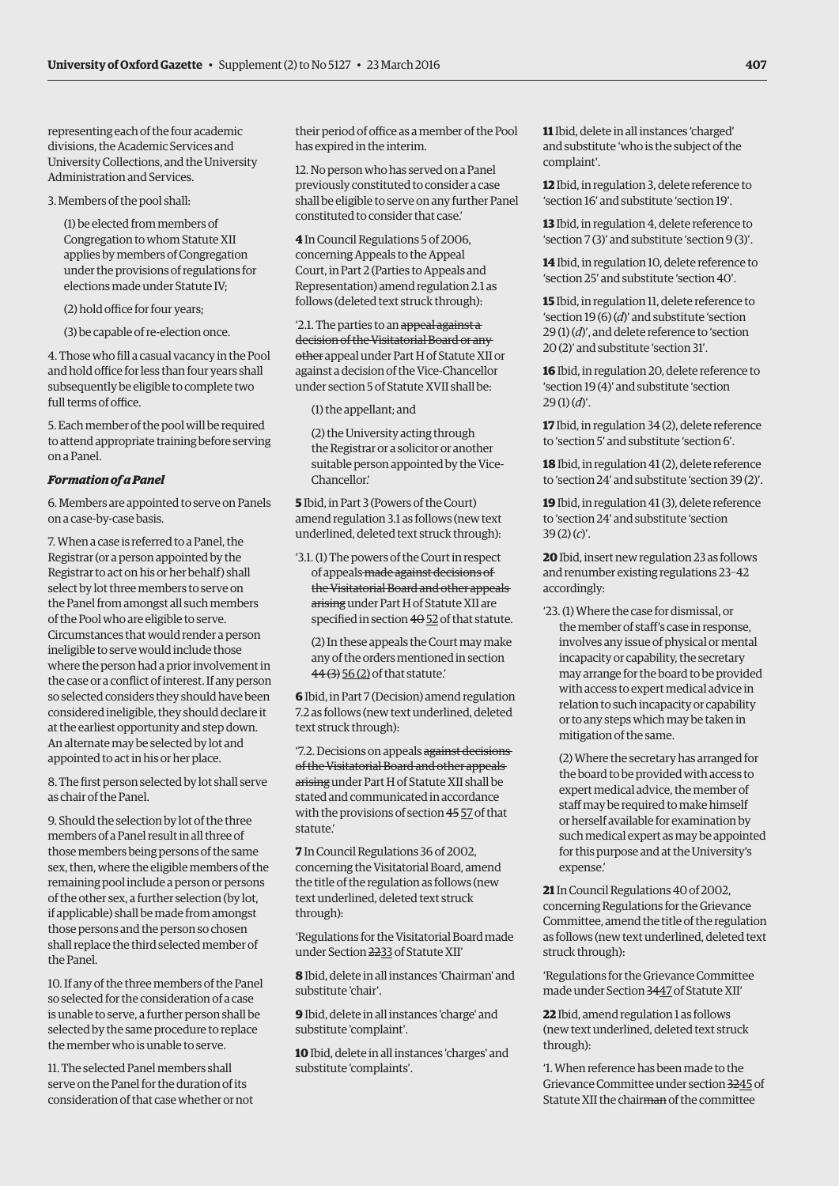representing each of the four academic divisions, the Academic Services and University Collections, and the University Administration and Services.

3. Members of the pool shall:

(1) be elected from members of Congregation to whom Statute XII applies by members of Congregation under the provisions of regulations for elections made under Statute IV;

(2) hold office for four years;

(3) be capable of re-election once.

4. Those who fill a casual vacancy in the Pool and hold office for less than four years shall subsequently be eligible to complete two full terms of office.

5. Each member of the pool will be required to attend appropriate training before serving on a Panel.

***Formation of a Panel***

6. Members are appointed to serve on Panels on a case-by-case basis.

7. When a case is referred to a Panel, the Registrar (or a person appointed by the Registrar to act on his or her behalf) shall select by lot three members to serve on the Panel from amongst all such members of the Pool who are eligible to serve. Circumstances that would render a person ineligible to serve would include those where the person had a prior involvement in the case or a conflict of interest. If any person so selected considers they should have been considered ineligible, they should declare it at the earliest opportunity and step down. An alternate may be selected by lot and appointed to act in his or her place.

8. The first person selected by lot shall serve as chair of the Panel.

9. Should the selection by lot of the three members of a Panel result in all three of those members being persons of the same sex, then, where the eligible members of the remaining pool include a person or persons of the other sex, a further selection (by lot, if applicable) shall be made from amongst those persons and the person so chosen shall replace the third selected member of the Panel.

10. If any of the three members of the Panel so selected for the consideration of a case is unable to serve, a further person shall be selected by the same procedure to replace the member who is unable to serve.

11. The selected Panel members shall serve on the Panel for the duration of its consideration of that case whether or not their period of office as a member of the Pool has expired in the interim.

12. No person who has served on a Panel previously constituted to consider a case shall be eligible to serve on any further Panel constituted to consider that case.'

**4** In Council Regulations 5 of 2006, concerning Appeals to the Appeal Court, in Part 2 (Parties to Appeals and Representation) amend regulation 2.1 as follows (deleted text struck through):

'2.1. The parties to an ~~appeal against a decision of the Visitatorial Board or any other~~ appeal under Part H of Statute XII or against a decision of the Vice-Chancellor under section 5 of Statute XVII shall be:

(1) the appellant; and

(2) the University acting through the Registrar or a solicitor or another suitable person appointed by the Vice-Chancellor.'

**5** Ibid, in Part 3 (Powers of the Court) amend regulation 3.1 as follows (new text underlined, deleted text struck through):

'3.1. (1) The powers of the Court in respect of appeals ~~made against decisions of the Visitatorial Board and other appeals arising~~ under Part H of Statute XII are specified in section ~~40~~ <u>52</u> of that statute.

(2) In these appeals the Court may make any of the orders mentioned in section ~~44 (3)~~ <u>56 (2)</u> of that statute.'

**6** Ibid, in Part 7 (Decision) amend regulation 7.2 as follows (new text underlined, deleted text struck through):

'7.2. Decisions on appeals ~~against decisions of the Visitatorial Board and other appeals arising~~ under Part H of Statute XII shall be stated and communicated in accordance with the provisions of section ~~45~~ <u>57</u> of that statute.'

**7** In Council Regulations 36 of 2002, concerning the Visitatorial Board, amend the title of the regulation as follows (new text underlined, deleted text struck through):

'Regulations for the Visitatorial Board made under Section ~~22~~<u>33</u> of Statute XII'

**8** Ibid, delete in all instances 'Chairman' and substitute 'chair'.

**9** Ibid, delete in all instances 'charge' and substitute 'complaint'.

**10** Ibid, delete in all instances 'charges' and substitute 'complaints'.

**11** Ibid, delete in all instances 'charged' and substitute 'who is the subject of the complaint'.

**12** Ibid, in regulation 3, delete reference to 'section 16' and substitute 'section 19'.

**13** Ibid, in regulation 4, delete reference to 'section 7 (3)' and substitute 'section 9 (3)'.

**14** Ibid, in regulation 10, delete reference to 'section 25' and substitute 'section 40'.

**15** Ibid, in regulation 11, delete reference to 'section 19 (6) (*d*)' and substitute 'section 29 (1) (*d*)', and delete reference to 'section 20 (2)' and substitute 'section 31'.

**16** Ibid, in regulation 20, delete reference to 'section 19 (4)' and substitute 'section 29 (1) (*d*)'.

**17** Ibid, in regulation 34 (2), delete reference to 'section 5' and substitute 'section 6'.

**18** Ibid, in regulation 41 (2), delete reference to 'section 24' and substitute 'section 39 (2)'.

**19** Ibid, in regulation 41 (3), delete reference to 'section 24' and substitute 'section 39 (2) (*c*)'.

**20** Ibid, insert new regulation 23 as follows and renumber existing regulations 23–42 accordingly:

'23. (1) Where the case for dismissal, or the member of staff's case in response, involves any issue of physical or mental incapacity or capability, the secretary may arrange for the board to be provided with access to expert medical advice in relation to such incapacity or capability or to any steps which may be taken in mitigation of the same.

(2) Where the secretary has arranged for the board to be provided with access to expert medical advice, the member of staff may be required to make himself or herself available for examination by such medical expert as may be appointed for this purpose and at the University's expense.'

**21** In Council Regulations 40 of 2002, concerning Regulations for the Grievance Committee, amend the title of the regulation as follows (new text underlined, deleted text struck through):

'Regulations for the Grievance Committee made under Section ~~34~~<u>47</u> of Statute XII'

**22** Ibid, amend regulation 1 as follows (new text underlined, deleted text struck through):

'1. When reference has been made to the Grievance Committee under section ~~32~~<u>45</u> of Statute XII the chair~~man~~ of the committee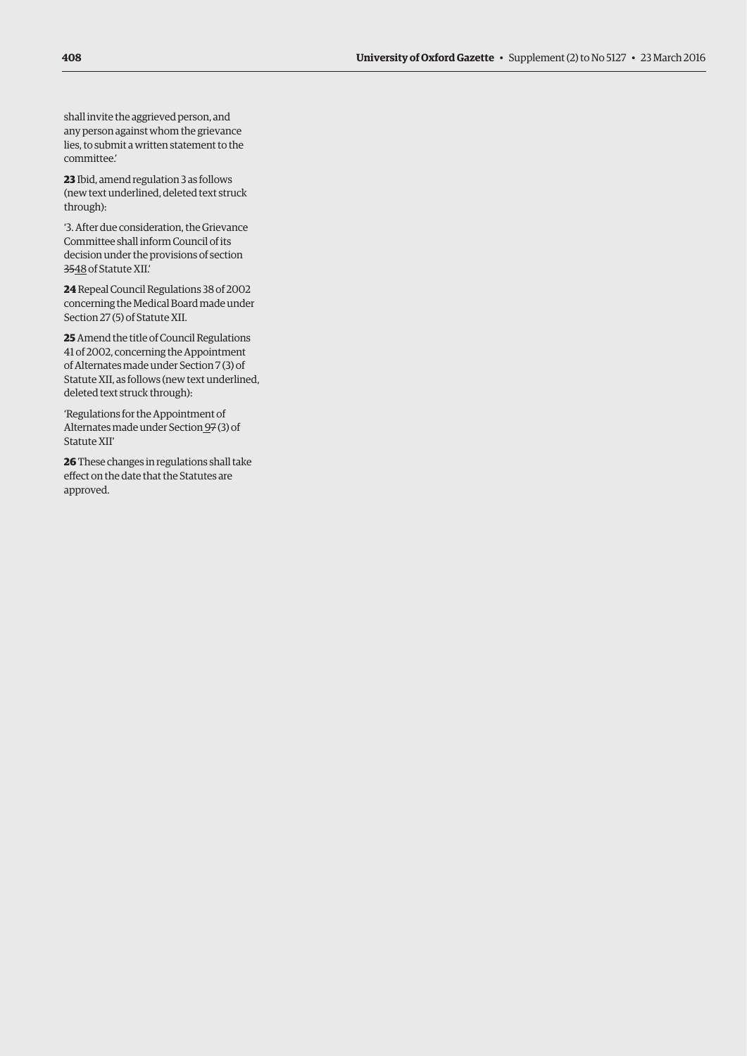shall invite the aggrieved person, and any person against whom the grievance lies, to submit a written statement to the committee.'

**23** Ibid, amend regulation 3 as follows (new text underlined, deleted text struck through):

'3. After due consideration, the Grievance Committee shall inform Council of its decision under the provisions of section ~~35~~<u>48</u> of Statute XII.'

**24** Repeal Council Regulations 38 of 2002 concerning the Medical Board made under Section 27 (5) of Statute XII.

**25** Amend the title of Council Regulations 41 of 2002, concerning the Appointment of Alternates made under Section 7 (3) of Statute XII, as follows (new text underlined, deleted text struck through):

'Regulations for the Appointment of Alternates made under Section <u>9</u>~~7~~ (3) of Statute XII'

**26** These changes in regulations shall take effect on the date that the Statutes are approved.